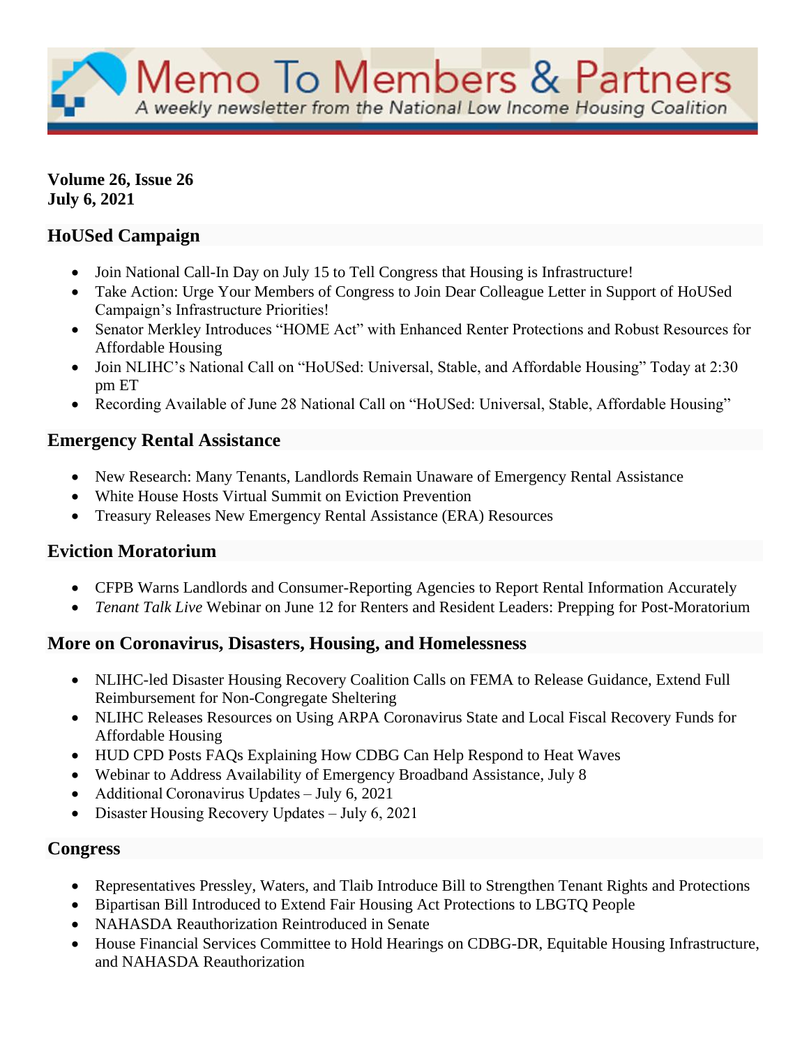# Memo To Members & Partners

*A weekly newsletter from the National Low Income Housing Coalition*

**Volume 26, Issue 26**
**July 6, 2021**

## HoUSed Campaign

- Join National Call-In Day on July 15 to Tell Congress that Housing is Infrastructure!
- Take Action: Urge Your Members of Congress to Join Dear Colleague Letter in Support of HoUSed Campaign's Infrastructure Priorities!
- Senator Merkley Introduces "HOME Act" with Enhanced Renter Protections and Robust Resources for Affordable Housing
- Join NLIHC's National Call on "HoUSed: Universal, Stable, and Affordable Housing" Today at 2:30 pm ET
- Recording Available of June 28 National Call on "HoUSed: Universal, Stable, Affordable Housing"

## Emergency Rental Assistance

- New Research: Many Tenants, Landlords Remain Unaware of Emergency Rental Assistance
- White House Hosts Virtual Summit on Eviction Prevention
- Treasury Releases New Emergency Rental Assistance (ERA) Resources

## Eviction Moratorium

- CFPB Warns Landlords and Consumer-Reporting Agencies to Report Rental Information Accurately
- *Tenant Talk Live* Webinar on June 12 for Renters and Resident Leaders: Prepping for Post-Moratorium

## More on Coronavirus, Disasters, Housing, and Homelessness

- NLIHC-led Disaster Housing Recovery Coalition Calls on FEMA to Release Guidance, Extend Full Reimbursement for Non-Congregate Sheltering
- NLIHC Releases Resources on Using ARPA Coronavirus State and Local Fiscal Recovery Funds for Affordable Housing
- HUD CPD Posts FAQs Explaining How CDBG Can Help Respond to Heat Waves
- Webinar to Address Availability of Emergency Broadband Assistance, July 8
- Additional Coronavirus Updates – July 6, 2021
- Disaster Housing Recovery Updates – July 6, 2021

## Congress

- Representatives Pressley, Waters, and Tlaib Introduce Bill to Strengthen Tenant Rights and Protections
- Bipartisan Bill Introduced to Extend Fair Housing Act Protections to LBGTQ People
- NAHASDA Reauthorization Reintroduced in Senate
- House Financial Services Committee to Hold Hearings on CDBG-DR, Equitable Housing Infrastructure, and NAHASDA Reauthorization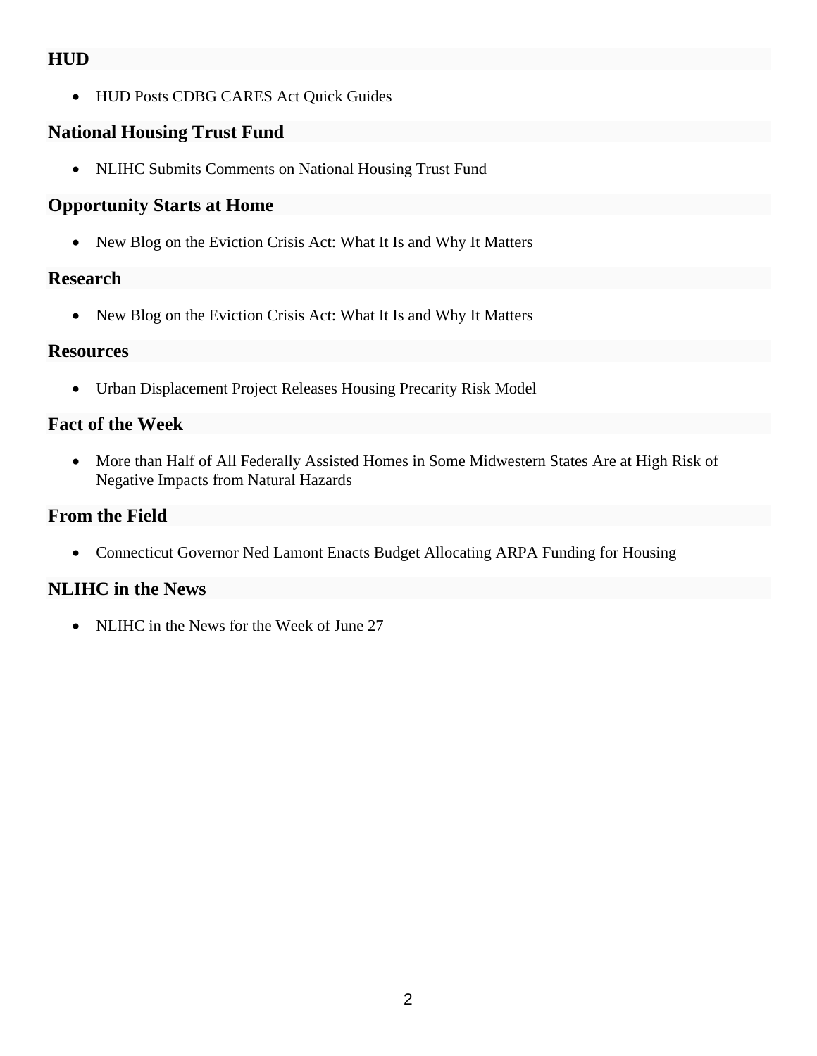## HUD

- HUD Posts CDBG CARES Act Quick Guides

## National Housing Trust Fund

- NLIHC Submits Comments on National Housing Trust Fund

## Opportunity Starts at Home

- New Blog on the Eviction Crisis Act: What It Is and Why It Matters

## Research

- New Blog on the Eviction Crisis Act: What It Is and Why It Matters

## Resources

- Urban Displacement Project Releases Housing Precarity Risk Model

## Fact of the Week

- More than Half of All Federally Assisted Homes in Some Midwestern States Are at High Risk of Negative Impacts from Natural Hazards

## From the Field

- Connecticut Governor Ned Lamont Enacts Budget Allocating ARPA Funding for Housing

## NLIHC in the News

- NLIHC in the News for the Week of June 27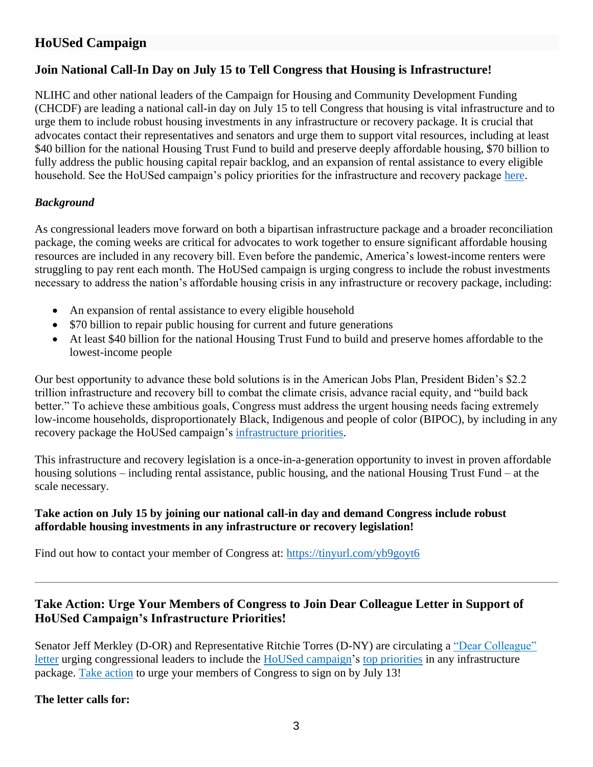## HoUSed Campaign

### Join National Call-In Day on July 15 to Tell Congress that Housing is Infrastructure!

NLIHC and other national leaders of the Campaign for Housing and Community Development Funding (CHCDF) are leading a national call-in day on July 15 to tell Congress that housing is vital infrastructure and to urge them to include robust housing investments in any infrastructure or recovery package. It is crucial that advocates contact their representatives and senators and urge them to support vital resources, including at least $40 billion for the national Housing Trust Fund to build and preserve deeply affordable housing, $70 billion to fully address the public housing capital repair backlog, and an expansion of rental assistance to every eligible household. See the HoUSed campaign's policy priorities for the infrastructure and recovery package here.

***Background***

As congressional leaders move forward on both a bipartisan infrastructure package and a broader reconciliation package, the coming weeks are critical for advocates to work together to ensure significant affordable housing resources are included in any recovery bill. Even before the pandemic, America's lowest-income renters were struggling to pay rent each month. The HoUSed campaign is urging congress to include the robust investments necessary to address the nation's affordable housing crisis in any infrastructure or recovery package, including:

- An expansion of rental assistance to every eligible household
- $70 billion to repair public housing for current and future generations
- At least $40 billion for the national Housing Trust Fund to build and preserve homes affordable to the lowest-income people

Our best opportunity to advance these bold solutions is in the American Jobs Plan, President Biden's $2.2 trillion infrastructure and recovery bill to combat the climate crisis, advance racial equity, and "build back better." To achieve these ambitious goals, Congress must address the urgent housing needs facing extremely low-income households, disproportionately Black, Indigenous and people of color (BIPOC), by including in any recovery package the HoUSed campaign's infrastructure priorities.

This infrastructure and recovery legislation is a once-in-a-generation opportunity to invest in proven affordable housing solutions – including rental assistance, public housing, and the national Housing Trust Fund – at the scale necessary.

**Take action on July 15 by joining our national call-in day and demand Congress include robust affordable housing investments in any infrastructure or recovery legislation!**

Find out how to contact your member of Congress at: https://tinyurl.com/yb9goyt6

---

### Take Action: Urge Your Members of Congress to Join Dear Colleague Letter in Support of HoUSed Campaign's Infrastructure Priorities!

Senator Jeff Merkley (D-OR) and Representative Ritchie Torres (D-NY) are circulating a "Dear Colleague" letter urging congressional leaders to include the HoUSed campaign's top priorities in any infrastructure package. Take action to urge your members of Congress to sign on by July 13!

**The letter calls for:**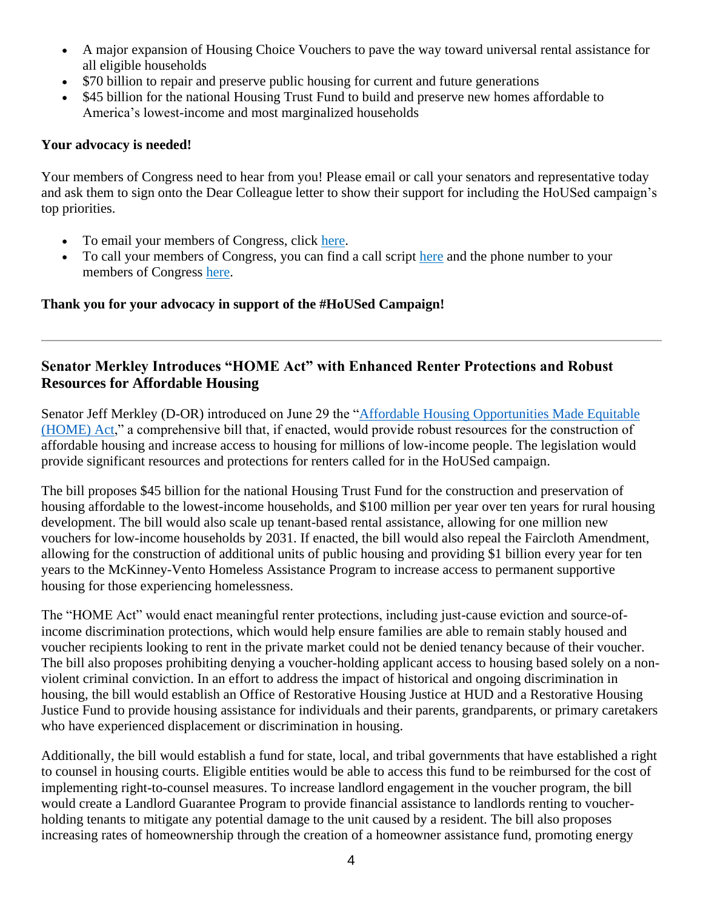- A major expansion of Housing Choice Vouchers to pave the way toward universal rental assistance for all eligible households
- $70 billion to repair and preserve public housing for current and future generations
- $45 billion for the national Housing Trust Fund to build and preserve new homes affordable to America's lowest-income and most marginalized households

**Your advocacy is needed!**

Your members of Congress need to hear from you! Please email or call your senators and representative today and ask them to sign onto the Dear Colleague letter to show their support for including the HoUSed campaign's top priorities.

- To email your members of Congress, click here.
- To call your members of Congress, you can find a call script here and the phone number to your members of Congress here.

**Thank you for your advocacy in support of the #HoUSed Campaign!**

---

## Senator Merkley Introduces "HOME Act" with Enhanced Renter Protections and Robust Resources for Affordable Housing

Senator Jeff Merkley (D-OR) introduced on June 29 the "Affordable Housing Opportunities Made Equitable (HOME) Act," a comprehensive bill that, if enacted, would provide robust resources for the construction of affordable housing and increase access to housing for millions of low-income people. The legislation would provide significant resources and protections for renters called for in the HoUSed campaign.

The bill proposes $45 billion for the national Housing Trust Fund for the construction and preservation of housing affordable to the lowest-income households, and $100 million per year over ten years for rural housing development. The bill would also scale up tenant-based rental assistance, allowing for one million new vouchers for low-income households by 2031. If enacted, the bill would also repeal the Faircloth Amendment, allowing for the construction of additional units of public housing and providing $1 billion every year for ten years to the McKinney-Vento Homeless Assistance Program to increase access to permanent supportive housing for those experiencing homelessness.

The "HOME Act" would enact meaningful renter protections, including just-cause eviction and source-of-income discrimination protections, which would help ensure families are able to remain stably housed and voucher recipients looking to rent in the private market could not be denied tenancy because of their voucher. The bill also proposes prohibiting denying a voucher-holding applicant access to housing based solely on a non-violent criminal conviction. In an effort to address the impact of historical and ongoing discrimination in housing, the bill would establish an Office of Restorative Housing Justice at HUD and a Restorative Housing Justice Fund to provide housing assistance for individuals and their parents, grandparents, or primary caretakers who have experienced displacement or discrimination in housing.

Additionally, the bill would establish a fund for state, local, and tribal governments that have established a right to counsel in housing courts. Eligible entities would be able to access this fund to be reimbursed for the cost of implementing right-to-counsel measures. To increase landlord engagement in the voucher program, the bill would create a Landlord Guarantee Program to provide financial assistance to landlords renting to voucher-holding tenants to mitigate any potential damage to the unit caused by a resident. The bill also proposes increasing rates of homeownership through the creation of a homeowner assistance fund, promoting energy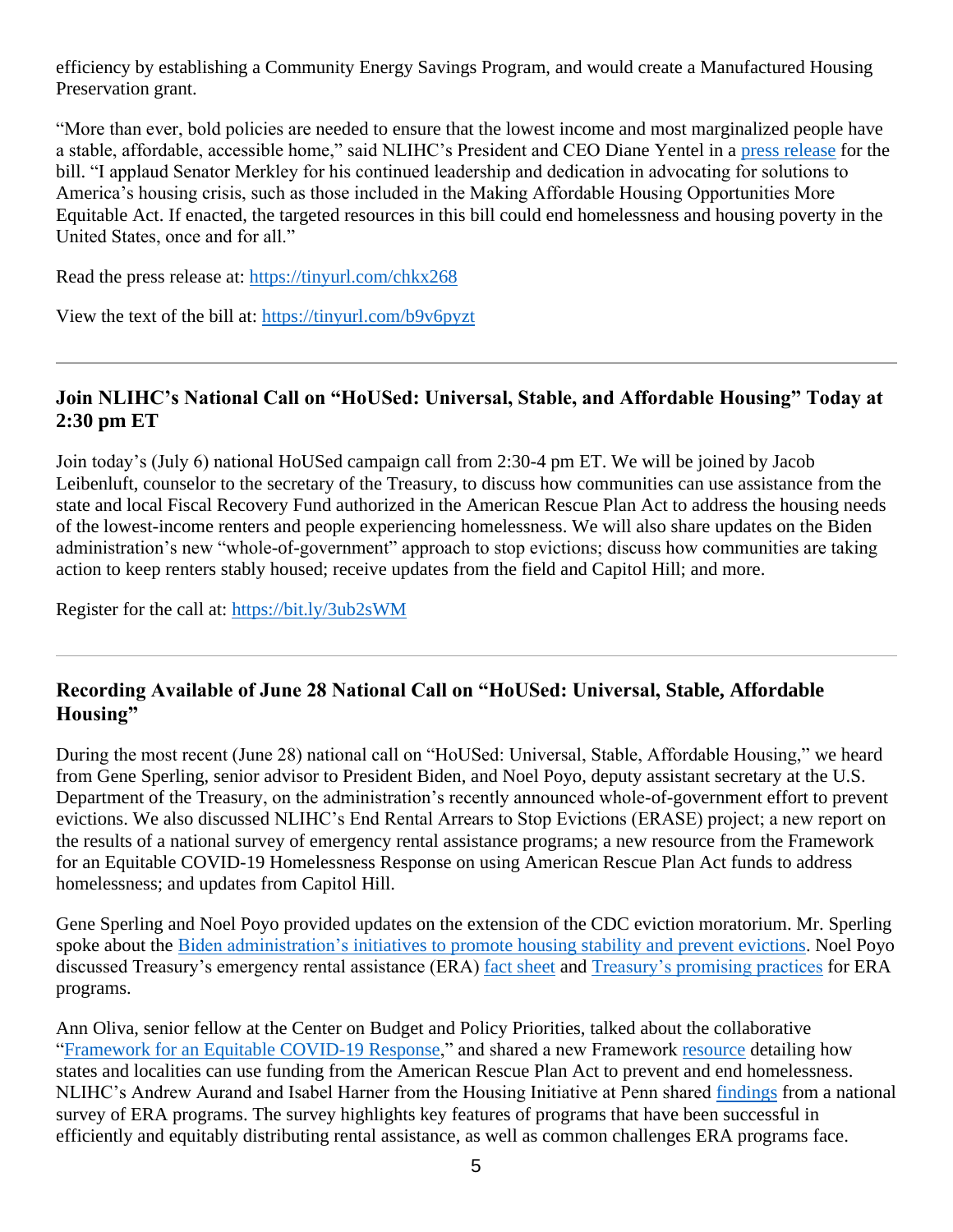efficiency by establishing a Community Energy Savings Program, and would create a Manufactured Housing Preservation grant.

"More than ever, bold policies are needed to ensure that the lowest income and most marginalized people have a stable, affordable, accessible home," said NLIHC's President and CEO Diane Yentel in a press release for the bill. "I applaud Senator Merkley for his continued leadership and dedication in advocating for solutions to America's housing crisis, such as those included in the Making Affordable Housing Opportunities More Equitable Act. If enacted, the targeted resources in this bill could end homelessness and housing poverty in the United States, once and for all."

Read the press release at: https://tinyurl.com/chkx268

View the text of the bill at: https://tinyurl.com/b9v6pyzt

---

## Join NLIHC's National Call on "HoUSed: Universal, Stable, and Affordable Housing" Today at 2:30 pm ET

Join today's (July 6) national HoUSed campaign call from 2:30-4 pm ET. We will be joined by Jacob Leibenluft, counselor to the secretary of the Treasury, to discuss how communities can use assistance from the state and local Fiscal Recovery Fund authorized in the American Rescue Plan Act to address the housing needs of the lowest-income renters and people experiencing homelessness. We will also share updates on the Biden administration's new "whole-of-government" approach to stop evictions; discuss how communities are taking action to keep renters stably housed; receive updates from the field and Capitol Hill; and more.

Register for the call at: https://bit.ly/3ub2sWM

---

## Recording Available of June 28 National Call on "HoUSed: Universal, Stable, Affordable Housing"

During the most recent (June 28) national call on "HoUSed: Universal, Stable, Affordable Housing," we heard from Gene Sperling, senior advisor to President Biden, and Noel Poyo, deputy assistant secretary at the U.S. Department of the Treasury, on the administration's recently announced whole-of-government effort to prevent evictions. We also discussed NLIHC's End Rental Arrears to Stop Evictions (ERASE) project; a new report on the results of a national survey of emergency rental assistance programs; a new resource from the Framework for an Equitable COVID-19 Homelessness Response on using American Rescue Plan Act funds to address homelessness; and updates from Capitol Hill.

Gene Sperling and Noel Poyo provided updates on the extension of the CDC eviction moratorium. Mr. Sperling spoke about the Biden administration's initiatives to promote housing stability and prevent evictions. Noel Poyo discussed Treasury's emergency rental assistance (ERA) fact sheet and Treasury's promising practices for ERA programs.

Ann Oliva, senior fellow at the Center on Budget and Policy Priorities, talked about the collaborative "Framework for an Equitable COVID-19 Response," and shared a new Framework resource detailing how states and localities can use funding from the American Rescue Plan Act to prevent and end homelessness. NLIHC's Andrew Aurand and Isabel Harner from the Housing Initiative at Penn shared findings from a national survey of ERA programs. The survey highlights key features of programs that have been successful in efficiently and equitably distributing rental assistance, as well as common challenges ERA programs face.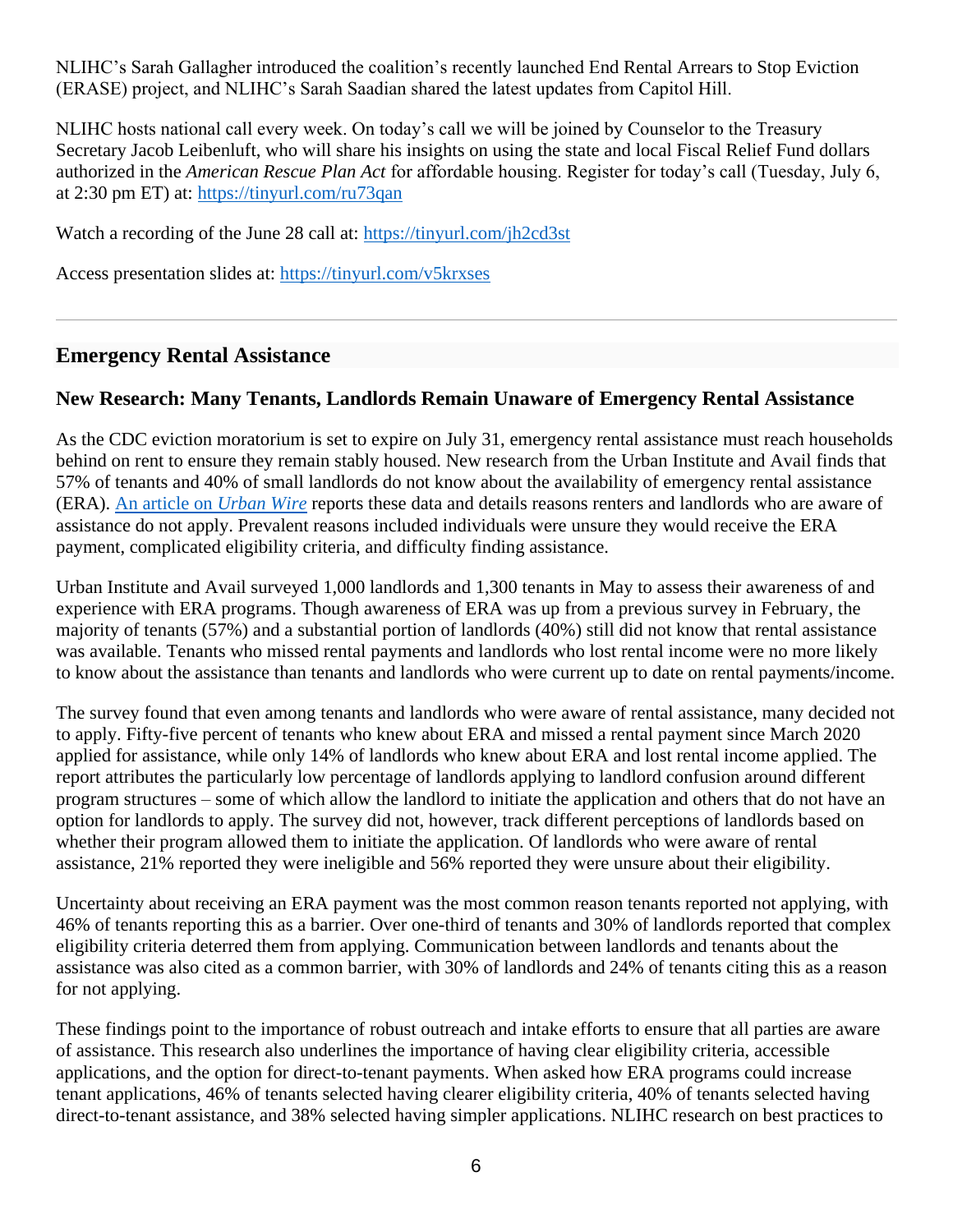NLIHC's Sarah Gallagher introduced the coalition's recently launched End Rental Arrears to Stop Eviction (ERASE) project, and NLIHC's Sarah Saadian shared the latest updates from Capitol Hill.

NLIHC hosts national call every week. On today's call we will be joined by Counselor to the Treasury Secretary Jacob Leibenluft, who will share his insights on using the state and local Fiscal Relief Fund dollars authorized in the *American Rescue Plan Act* for affordable housing. Register for today's call (Tuesday, July 6, at 2:30 pm ET) at: https://tinyurl.com/ru73qan

Watch a recording of the June 28 call at: https://tinyurl.com/jh2cd3st

Access presentation slides at: https://tinyurl.com/v5krxses

---

## Emergency Rental Assistance

### New Research: Many Tenants, Landlords Remain Unaware of Emergency Rental Assistance

As the CDC eviction moratorium is set to expire on July 31, emergency rental assistance must reach households behind on rent to ensure they remain stably housed. New research from the Urban Institute and Avail finds that 57% of tenants and 40% of small landlords do not know about the availability of emergency rental assistance (ERA). An article on *Urban Wire* reports these data and details reasons renters and landlords who are aware of assistance do not apply. Prevalent reasons included individuals were unsure they would receive the ERA payment, complicated eligibility criteria, and difficulty finding assistance.

Urban Institute and Avail surveyed 1,000 landlords and 1,300 tenants in May to assess their awareness of and experience with ERA programs. Though awareness of ERA was up from a previous survey in February, the majority of tenants (57%) and a substantial portion of landlords (40%) still did not know that rental assistance was available. Tenants who missed rental payments and landlords who lost rental income were no more likely to know about the assistance than tenants and landlords who were current up to date on rental payments/income.

The survey found that even among tenants and landlords who were aware of rental assistance, many decided not to apply. Fifty-five percent of tenants who knew about ERA and missed a rental payment since March 2020 applied for assistance, while only 14% of landlords who knew about ERA and lost rental income applied. The report attributes the particularly low percentage of landlords applying to landlord confusion around different program structures – some of which allow the landlord to initiate the application and others that do not have an option for landlords to apply. The survey did not, however, track different perceptions of landlords based on whether their program allowed them to initiate the application. Of landlords who were aware of rental assistance, 21% reported they were ineligible and 56% reported they were unsure about their eligibility.

Uncertainty about receiving an ERA payment was the most common reason tenants reported not applying, with 46% of tenants reporting this as a barrier. Over one-third of tenants and 30% of landlords reported that complex eligibility criteria deterred them from applying. Communication between landlords and tenants about the assistance was also cited as a common barrier, with 30% of landlords and 24% of tenants citing this as a reason for not applying.

These findings point to the importance of robust outreach and intake efforts to ensure that all parties are aware of assistance. This research also underlines the importance of having clear eligibility criteria, accessible applications, and the option for direct-to-tenant payments. When asked how ERA programs could increase tenant applications, 46% of tenants selected having clearer eligibility criteria, 40% of tenants selected having direct-to-tenant assistance, and 38% selected having simpler applications. NLIHC research on best practices to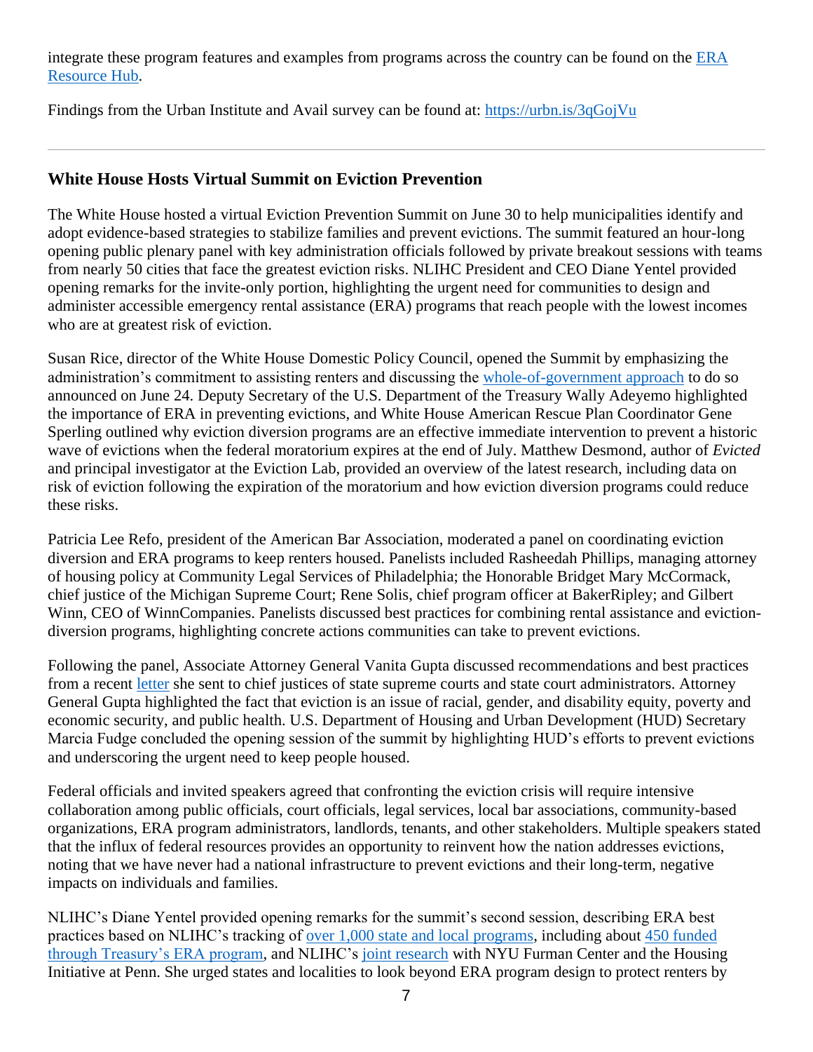integrate these program features and examples from programs across the country can be found on the [ERA Resource Hub](ERA Resource Hub).

Findings from the Urban Institute and Avail survey can be found at: https://urbn.is/3qGojVu

---

## White House Hosts Virtual Summit on Eviction Prevention

The White House hosted a virtual Eviction Prevention Summit on June 30 to help municipalities identify and adopt evidence-based strategies to stabilize families and prevent evictions. The summit featured an hour-long opening public plenary panel with key administration officials followed by private breakout sessions with teams from nearly 50 cities that face the greatest eviction risks. NLIHC President and CEO Diane Yentel provided opening remarks for the invite-only portion, highlighting the urgent need for communities to design and administer accessible emergency rental assistance (ERA) programs that reach people with the lowest incomes who are at greatest risk of eviction.

Susan Rice, director of the White House Domestic Policy Council, opened the Summit by emphasizing the administration's commitment to assisting renters and discussing the whole-of-government approach to do so announced on June 24. Deputy Secretary of the U.S. Department of the Treasury Wally Adeyemo highlighted the importance of ERA in preventing evictions, and White House American Rescue Plan Coordinator Gene Sperling outlined why eviction diversion programs are an effective immediate intervention to prevent a historic wave of evictions when the federal moratorium expires at the end of July. Matthew Desmond, author of *Evicted* and principal investigator at the Eviction Lab, provided an overview of the latest research, including data on risk of eviction following the expiration of the moratorium and how eviction diversion programs could reduce these risks.

Patricia Lee Refo, president of the American Bar Association, moderated a panel on coordinating eviction diversion and ERA programs to keep renters housed. Panelists included Rasheedah Phillips, managing attorney of housing policy at Community Legal Services of Philadelphia; the Honorable Bridget Mary McCormack, chief justice of the Michigan Supreme Court; Rene Solis, chief program officer at BakerRipley; and Gilbert Winn, CEO of WinnCompanies. Panelists discussed best practices for combining rental assistance and eviction-diversion programs, highlighting concrete actions communities can take to prevent evictions.

Following the panel, Associate Attorney General Vanita Gupta discussed recommendations and best practices from a recent letter she sent to chief justices of state supreme courts and state court administrators. Attorney General Gupta highlighted the fact that eviction is an issue of racial, gender, and disability equity, poverty and economic security, and public health. U.S. Department of Housing and Urban Development (HUD) Secretary Marcia Fudge concluded the opening session of the summit by highlighting HUD's efforts to prevent evictions and underscoring the urgent need to keep people housed.

Federal officials and invited speakers agreed that confronting the eviction crisis will require intensive collaboration among public officials, court officials, legal services, local bar associations, community-based organizations, ERA program administrators, landlords, tenants, and other stakeholders. Multiple speakers stated that the influx of federal resources provides an opportunity to reinvent how the nation addresses evictions, noting that we have never had a national infrastructure to prevent evictions and their long-term, negative impacts on individuals and families.

NLIHC's Diane Yentel provided opening remarks for the summit's second session, describing ERA best practices based on NLIHC's tracking of over 1,000 state and local programs, including about 450 funded through Treasury's ERA program, and NLIHC's joint research with NYU Furman Center and the Housing Initiative at Penn. She urged states and localities to look beyond ERA program design to protect renters by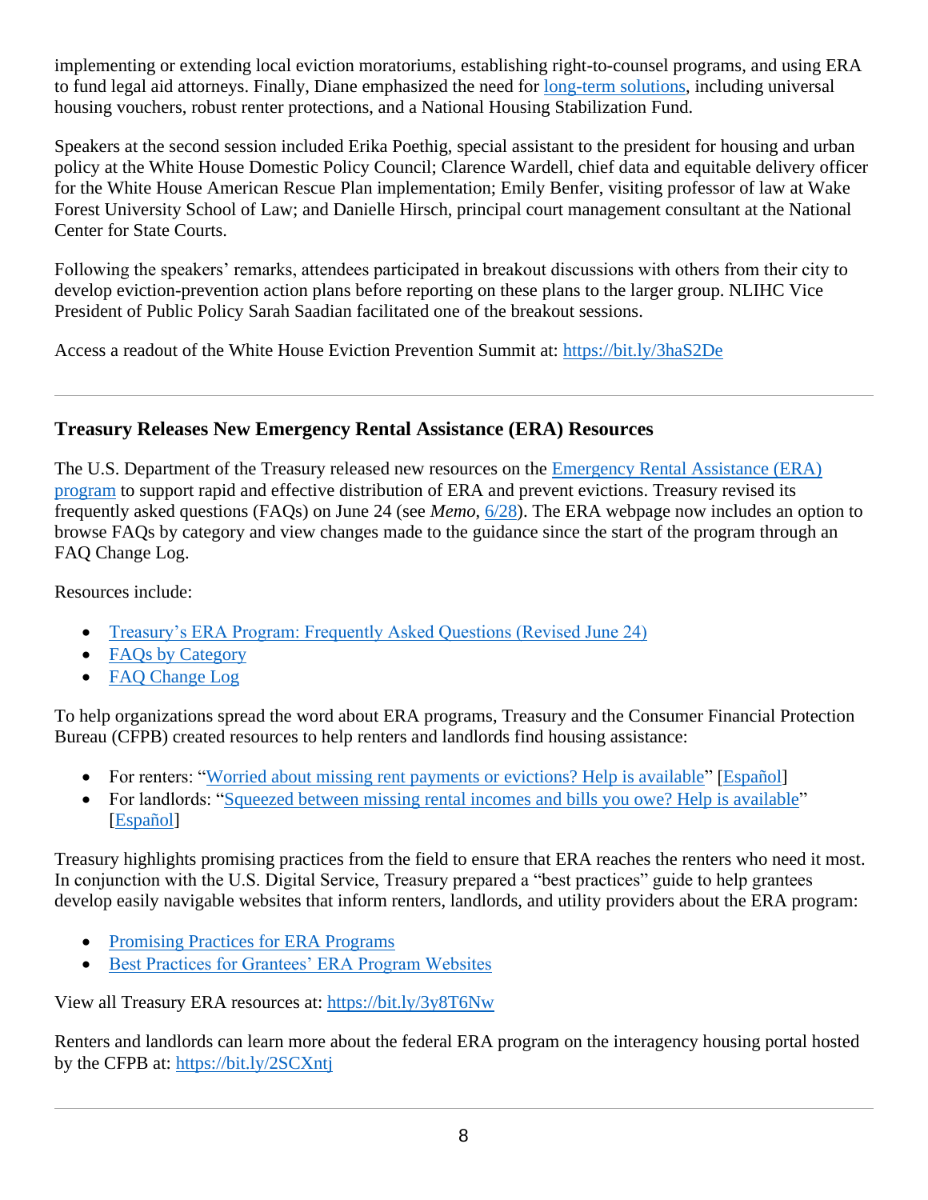implementing or extending local eviction moratoriums, establishing right-to-counsel programs, and using ERA to fund legal aid attorneys. Finally, Diane emphasized the need for long-term solutions, including universal housing vouchers, robust renter protections, and a National Housing Stabilization Fund.

Speakers at the second session included Erika Poethig, special assistant to the president for housing and urban policy at the White House Domestic Policy Council; Clarence Wardell, chief data and equitable delivery officer for the White House American Rescue Plan implementation; Emily Benfer, visiting professor of law at Wake Forest University School of Law; and Danielle Hirsch, principal court management consultant at the National Center for State Courts.

Following the speakers' remarks, attendees participated in breakout discussions with others from their city to develop eviction-prevention action plans before reporting on these plans to the larger group. NLIHC Vice President of Public Policy Sarah Saadian facilitated one of the breakout sessions.

Access a readout of the White House Eviction Prevention Summit at: https://bit.ly/3haS2De

---

### Treasury Releases New Emergency Rental Assistance (ERA) Resources

The U.S. Department of the Treasury released new resources on the Emergency Rental Assistance (ERA) program to support rapid and effective distribution of ERA and prevent evictions. Treasury revised its frequently asked questions (FAQs) on June 24 (see *Memo*, 6/28). The ERA webpage now includes an option to browse FAQs by category and view changes made to the guidance since the start of the program through an FAQ Change Log.

Resources include:

- Treasury's ERA Program: Frequently Asked Questions (Revised June 24)
- FAQs by Category
- FAQ Change Log

To help organizations spread the word about ERA programs, Treasury and the Consumer Financial Protection Bureau (CFPB) created resources to help renters and landlords find housing assistance:

- For renters: "Worried about missing rent payments or evictions? Help is available" [Español]
- For landlords: "Squeezed between missing rental incomes and bills you owe? Help is available" [Español]

Treasury highlights promising practices from the field to ensure that ERA reaches the renters who need it most. In conjunction with the U.S. Digital Service, Treasury prepared a "best practices" guide to help grantees develop easily navigable websites that inform renters, landlords, and utility providers about the ERA program:

- Promising Practices for ERA Programs
- Best Practices for Grantees' ERA Program Websites

View all Treasury ERA resources at: https://bit.ly/3y8T6Nw

Renters and landlords can learn more about the federal ERA program on the interagency housing portal hosted by the CFPB at: https://bit.ly/2SCXntj

---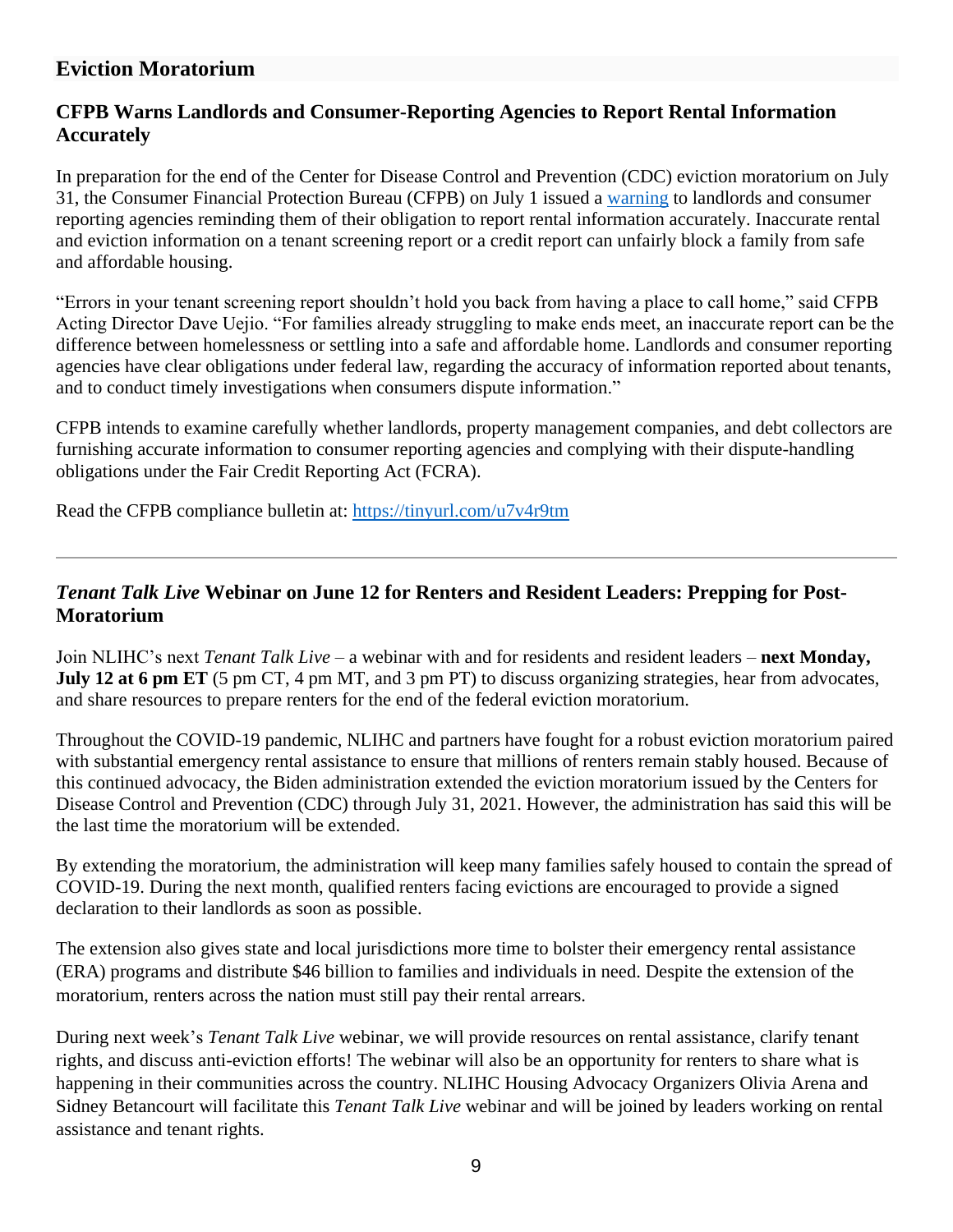## Eviction Moratorium

### CFPB Warns Landlords and Consumer-Reporting Agencies to Report Rental Information Accurately

In preparation for the end of the Center for Disease Control and Prevention (CDC) eviction moratorium on July 31, the Consumer Financial Protection Bureau (CFPB) on July 1 issued a warning to landlords and consumer reporting agencies reminding them of their obligation to report rental information accurately. Inaccurate rental and eviction information on a tenant screening report or a credit report can unfairly block a family from safe and affordable housing.

"Errors in your tenant screening report shouldn't hold you back from having a place to call home," said CFPB Acting Director Dave Uejio. "For families already struggling to make ends meet, an inaccurate report can be the difference between homelessness or settling into a safe and affordable home. Landlords and consumer reporting agencies have clear obligations under federal law, regarding the accuracy of information reported about tenants, and to conduct timely investigations when consumers dispute information."

CFPB intends to examine carefully whether landlords, property management companies, and debt collectors are furnishing accurate information to consumer reporting agencies and complying with their dispute-handling obligations under the Fair Credit Reporting Act (FCRA).

Read the CFPB compliance bulletin at: https://tinyurl.com/u7v4r9tm

---

### *Tenant Talk Live* Webinar on June 12 for Renters and Resident Leaders: Prepping for Post-Moratorium

Join NLIHC's next *Tenant Talk Live* – a webinar with and for residents and resident leaders – **next Monday, July 12 at 6 pm ET** (5 pm CT, 4 pm MT, and 3 pm PT) to discuss organizing strategies, hear from advocates, and share resources to prepare renters for the end of the federal eviction moratorium.

Throughout the COVID-19 pandemic, NLIHC and partners have fought for a robust eviction moratorium paired with substantial emergency rental assistance to ensure that millions of renters remain stably housed. Because of this continued advocacy, the Biden administration extended the eviction moratorium issued by the Centers for Disease Control and Prevention (CDC) through July 31, 2021. However, the administration has said this will be the last time the moratorium will be extended.

By extending the moratorium, the administration will keep many families safely housed to contain the spread of COVID-19. During the next month, qualified renters facing evictions are encouraged to provide a signed declaration to their landlords as soon as possible.

The extension also gives state and local jurisdictions more time to bolster their emergency rental assistance (ERA) programs and distribute $46 billion to families and individuals in need. Despite the extension of the moratorium, renters across the nation must still pay their rental arrears.

During next week's *Tenant Talk Live* webinar, we will provide resources on rental assistance, clarify tenant rights, and discuss anti-eviction efforts! The webinar will also be an opportunity for renters to share what is happening in their communities across the country. NLIHC Housing Advocacy Organizers Olivia Arena and Sidney Betancourt will facilitate this *Tenant Talk Live* webinar and will be joined by leaders working on rental assistance and tenant rights.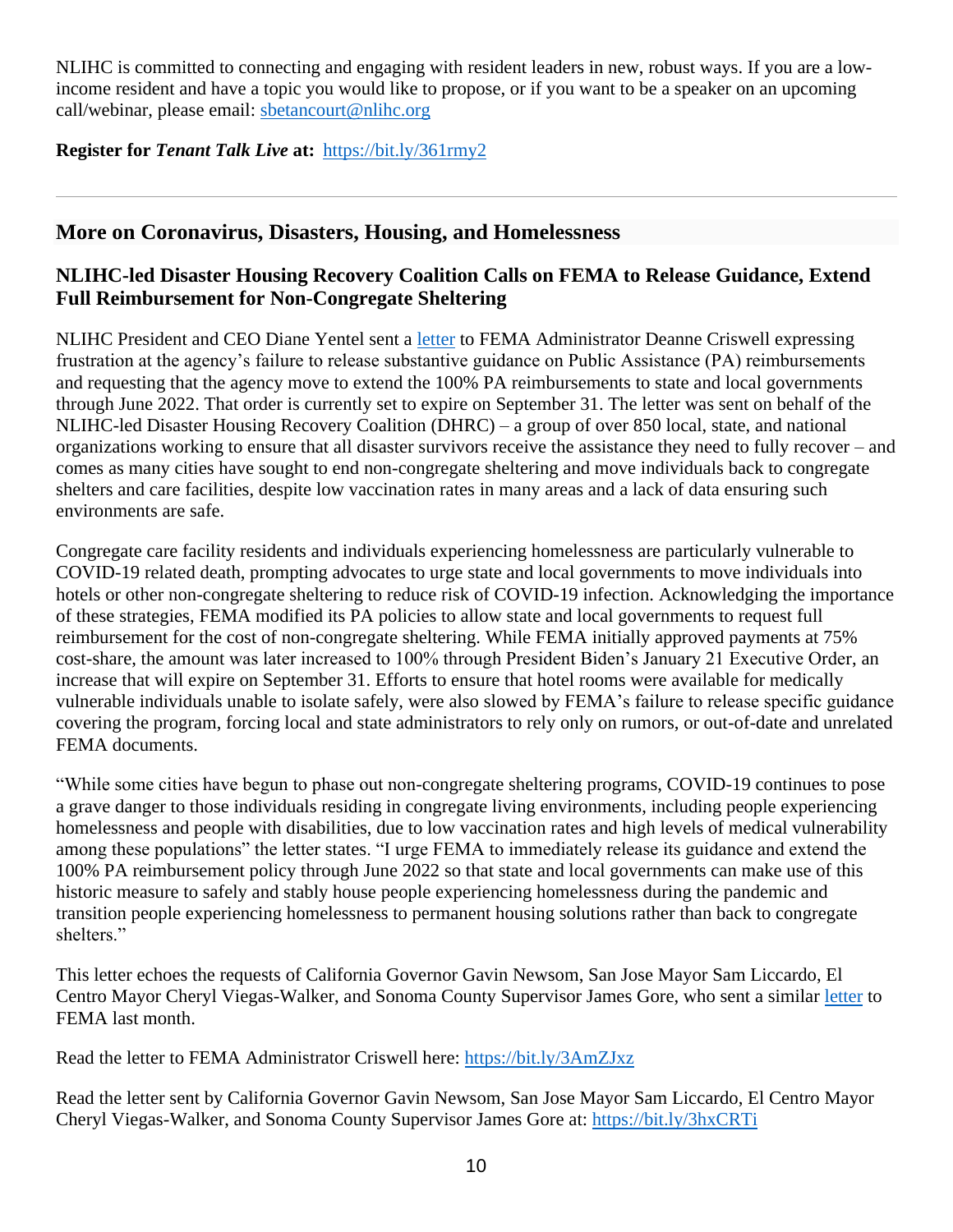NLIHC is committed to connecting and engaging with resident leaders in new, robust ways. If you are a low-income resident and have a topic you would like to propose, or if you want to be a speaker on an upcoming call/webinar, please email: sbetancourt@nlihc.org

**Register for *Tenant Talk Live* at:** https://bit.ly/361rmy2

---

## More on Coronavirus, Disasters, Housing, and Homelessness

### NLIHC-led Disaster Housing Recovery Coalition Calls on FEMA to Release Guidance, Extend Full Reimbursement for Non-Congregate Sheltering

NLIHC President and CEO Diane Yentel sent a letter to FEMA Administrator Deanne Criswell expressing frustration at the agency's failure to release substantive guidance on Public Assistance (PA) reimbursements and requesting that the agency move to extend the 100% PA reimbursements to state and local governments through June 2022. That order is currently set to expire on September 31. The letter was sent on behalf of the NLIHC-led Disaster Housing Recovery Coalition (DHRC) – a group of over 850 local, state, and national organizations working to ensure that all disaster survivors receive the assistance they need to fully recover – and comes as many cities have sought to end non-congregate sheltering and move individuals back to congregate shelters and care facilities, despite low vaccination rates in many areas and a lack of data ensuring such environments are safe.

Congregate care facility residents and individuals experiencing homelessness are particularly vulnerable to COVID-19 related death, prompting advocates to urge state and local governments to move individuals into hotels or other non-congregate sheltering to reduce risk of COVID-19 infection. Acknowledging the importance of these strategies, FEMA modified its PA policies to allow state and local governments to request full reimbursement for the cost of non-congregate sheltering. While FEMA initially approved payments at 75% cost-share, the amount was later increased to 100% through President Biden's January 21 Executive Order, an increase that will expire on September 31. Efforts to ensure that hotel rooms were available for medically vulnerable individuals unable to isolate safely, were also slowed by FEMA's failure to release specific guidance covering the program, forcing local and state administrators to rely only on rumors, or out-of-date and unrelated FEMA documents.

"While some cities have begun to phase out non-congregate sheltering programs, COVID-19 continues to pose a grave danger to those individuals residing in congregate living environments, including people experiencing homelessness and people with disabilities, due to low vaccination rates and high levels of medical vulnerability among these populations" the letter states. "I urge FEMA to immediately release its guidance and extend the 100% PA reimbursement policy through June 2022 so that state and local governments can make use of this historic measure to safely and stably house people experiencing homelessness during the pandemic and transition people experiencing homelessness to permanent housing solutions rather than back to congregate shelters."

This letter echoes the requests of California Governor Gavin Newsom, San Jose Mayor Sam Liccardo, El Centro Mayor Cheryl Viegas-Walker, and Sonoma County Supervisor James Gore, who sent a similar letter to FEMA last month.

Read the letter to FEMA Administrator Criswell here: https://bit.ly/3AmZJxz

Read the letter sent by California Governor Gavin Newsom, San Jose Mayor Sam Liccardo, El Centro Mayor Cheryl Viegas-Walker, and Sonoma County Supervisor James Gore at: https://bit.ly/3hxCRTi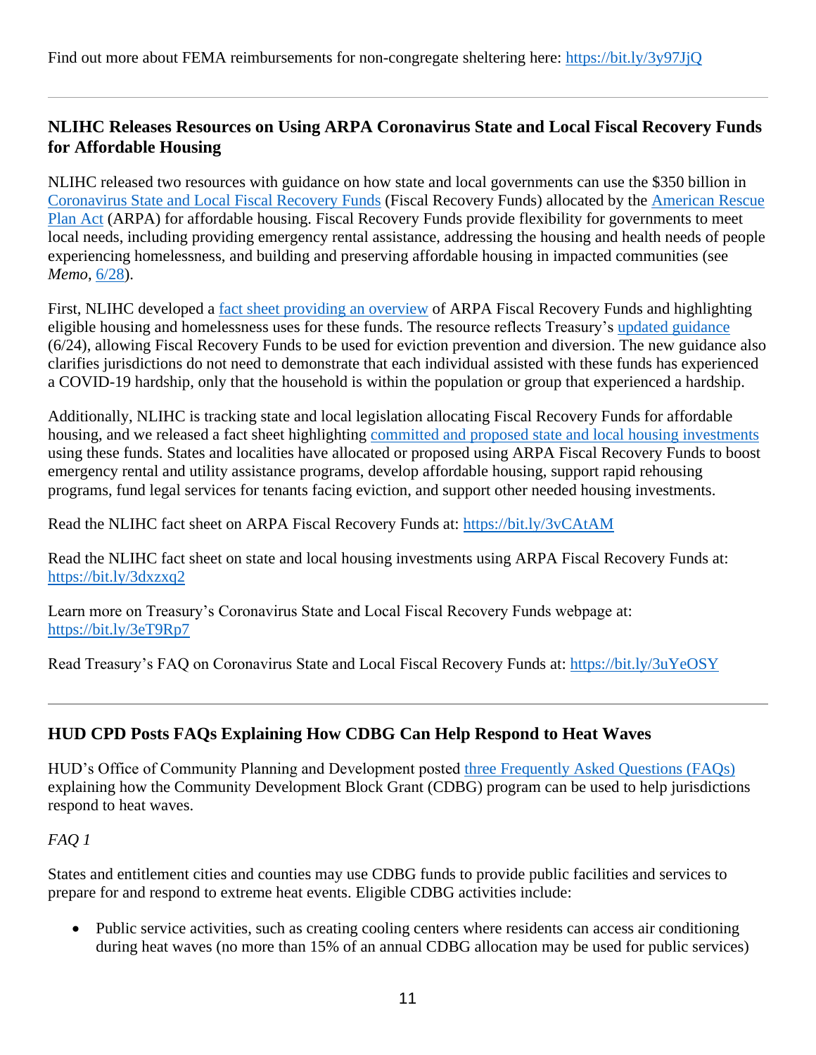Find out more about FEMA reimbursements for non-congregate sheltering here: https://bit.ly/3y97JjQ

---

## NLIHC Releases Resources on Using ARPA Coronavirus State and Local Fiscal Recovery Funds for Affordable Housing

NLIHC released two resources with guidance on how state and local governments can use the $350 billion in Coronavirus State and Local Fiscal Recovery Funds (Fiscal Recovery Funds) allocated by the American Rescue Plan Act (ARPA) for affordable housing. Fiscal Recovery Funds provide flexibility for governments to meet local needs, including providing emergency rental assistance, addressing the housing and health needs of people experiencing homelessness, and building and preserving affordable housing in impacted communities (see *Memo*, 6/28).

First, NLIHC developed a fact sheet providing an overview of ARPA Fiscal Recovery Funds and highlighting eligible housing and homelessness uses for these funds. The resource reflects Treasury's updated guidance (6/24), allowing Fiscal Recovery Funds to be used for eviction prevention and diversion. The new guidance also clarifies jurisdictions do not need to demonstrate that each individual assisted with these funds has experienced a COVID-19 hardship, only that the household is within the population or group that experienced a hardship.

Additionally, NLIHC is tracking state and local legislation allocating Fiscal Recovery Funds for affordable housing, and we released a fact sheet highlighting committed and proposed state and local housing investments using these funds. States and localities have allocated or proposed using ARPA Fiscal Recovery Funds to boost emergency rental and utility assistance programs, develop affordable housing, support rapid rehousing programs, fund legal services for tenants facing eviction, and support other needed housing investments.

Read the NLIHC fact sheet on ARPA Fiscal Recovery Funds at: https://bit.ly/3vCAtAM

Read the NLIHC fact sheet on state and local housing investments using ARPA Fiscal Recovery Funds at: https://bit.ly/3dxzxq2

Learn more on Treasury's Coronavirus State and Local Fiscal Recovery Funds webpage at: https://bit.ly/3eT9Rp7

Read Treasury's FAQ on Coronavirus State and Local Fiscal Recovery Funds at: https://bit.ly/3uYeOSY

---

## HUD CPD Posts FAQs Explaining How CDBG Can Help Respond to Heat Waves

HUD's Office of Community Planning and Development posted three Frequently Asked Questions (FAQs) explaining how the Community Development Block Grant (CDBG) program can be used to help jurisdictions respond to heat waves.

*FAQ 1*

States and entitlement cities and counties may use CDBG funds to provide public facilities and services to prepare for and respond to extreme heat events. Eligible CDBG activities include:

- Public service activities, such as creating cooling centers where residents can access air conditioning during heat waves (no more than 15% of an annual CDBG allocation may be used for public services)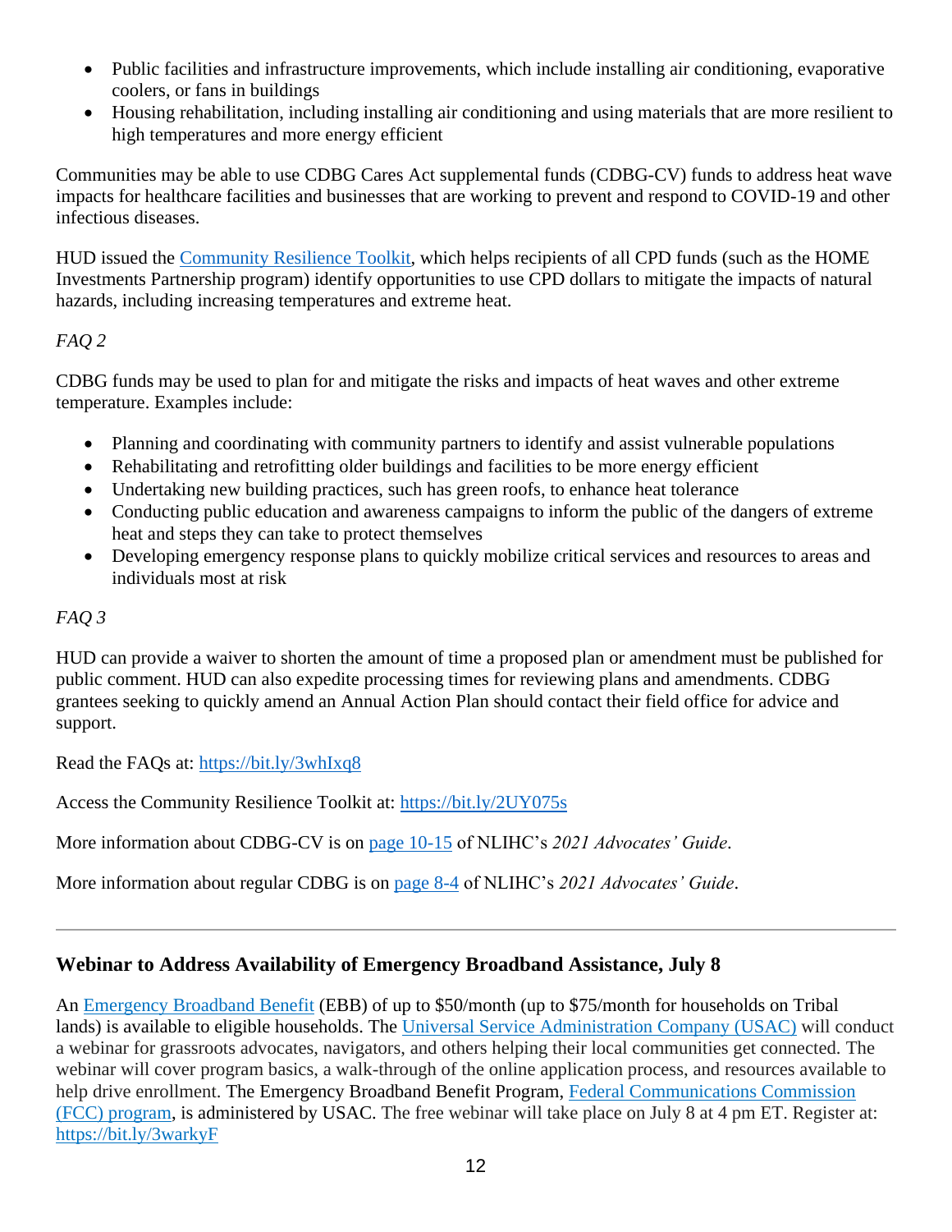- Public facilities and infrastructure improvements, which include installing air conditioning, evaporative coolers, or fans in buildings
- Housing rehabilitation, including installing air conditioning and using materials that are more resilient to high temperatures and more energy efficient

Communities may be able to use CDBG Cares Act supplemental funds (CDBG-CV) funds to address heat wave impacts for healthcare facilities and businesses that are working to prevent and respond to COVID-19 and other infectious diseases.

HUD issued the Community Resilience Toolkit, which helps recipients of all CPD funds (such as the HOME Investments Partnership program) identify opportunities to use CPD dollars to mitigate the impacts of natural hazards, including increasing temperatures and extreme heat.

*FAQ 2*

CDBG funds may be used to plan for and mitigate the risks and impacts of heat waves and other extreme temperature. Examples include:

- Planning and coordinating with community partners to identify and assist vulnerable populations
- Rehabilitating and retrofitting older buildings and facilities to be more energy efficient
- Undertaking new building practices, such has green roofs, to enhance heat tolerance
- Conducting public education and awareness campaigns to inform the public of the dangers of extreme heat and steps they can take to protect themselves
- Developing emergency response plans to quickly mobilize critical services and resources to areas and individuals most at risk

*FAQ 3*

HUD can provide a waiver to shorten the amount of time a proposed plan or amendment must be published for public comment. HUD can also expedite processing times for reviewing plans and amendments. CDBG grantees seeking to quickly amend an Annual Action Plan should contact their field office for advice and support.

Read the FAQs at: https://bit.ly/3whIxq8

Access the Community Resilience Toolkit at: https://bit.ly/2UY075s

More information about CDBG-CV is on page 10-15 of NLIHC's *2021 Advocates' Guide*.

More information about regular CDBG is on page 8-4 of NLIHC's *2021 Advocates' Guide*.

---

## Webinar to Address Availability of Emergency Broadband Assistance, July 8

An Emergency Broadband Benefit (EBB) of up to $50/month (up to $75/month for households on Tribal lands) is available to eligible households. The Universal Service Administration Company (USAC) will conduct a webinar for grassroots advocates, navigators, and others helping their local communities get connected. The webinar will cover program basics, a walk-through of the online application process, and resources available to help drive enrollment. The Emergency Broadband Benefit Program, Federal Communications Commission (FCC) program, is administered by USAC. The free webinar will take place on July 8 at 4 pm ET. Register at: https://bit.ly/3warkyF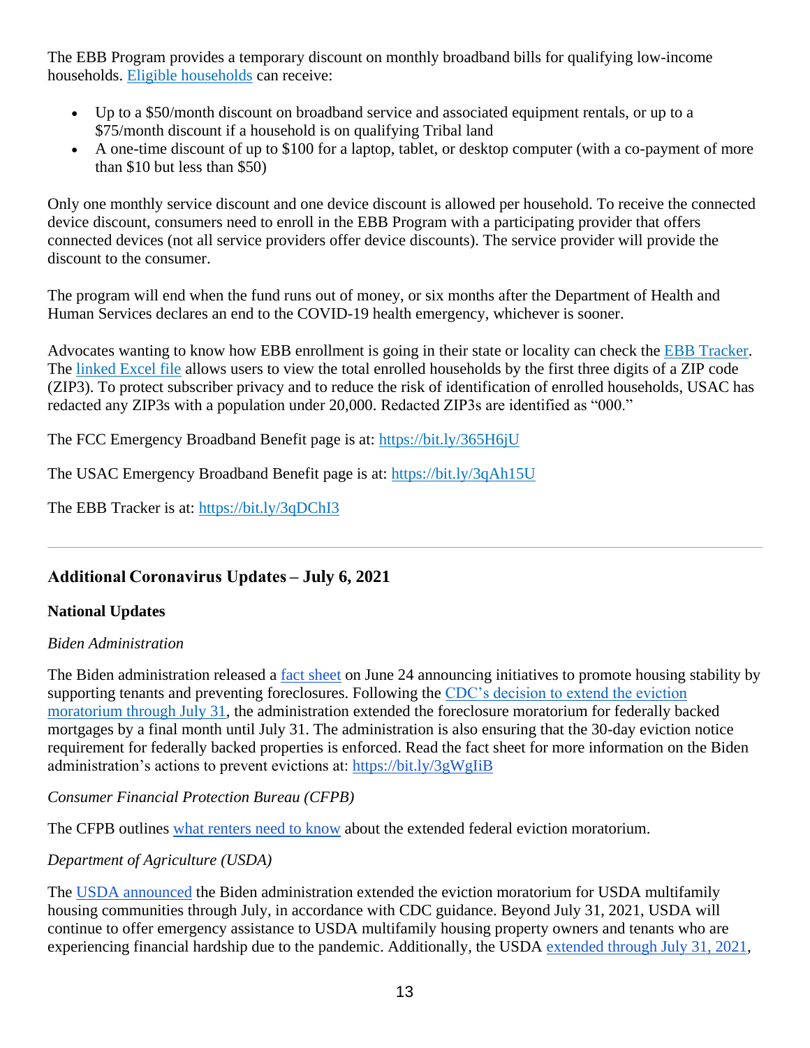The EBB Program provides a temporary discount on monthly broadband bills for qualifying low-income households. Eligible households can receive:

- Up to a $50/month discount on broadband service and associated equipment rentals, or up to a $75/month discount if a household is on qualifying Tribal land
- A one-time discount of up to $100 for a laptop, tablet, or desktop computer (with a co-payment of more than $10 but less than $50)

Only one monthly service discount and one device discount is allowed per household. To receive the connected device discount, consumers need to enroll in the EBB Program with a participating provider that offers connected devices (not all service providers offer device discounts). The service provider will provide the discount to the consumer.

The program will end when the fund runs out of money, or six months after the Department of Health and Human Services declares an end to the COVID-19 health emergency, whichever is sooner.

Advocates wanting to know how EBB enrollment is going in their state or locality can check the EBB Tracker. The linked Excel file allows users to view the total enrolled households by the first three digits of a ZIP code (ZIP3). To protect subscriber privacy and to reduce the risk of identification of enrolled households, USAC has redacted any ZIP3s with a population under 20,000. Redacted ZIP3s are identified as "000."

The FCC Emergency Broadband Benefit page is at: https://bit.ly/365H6jU

The USAC Emergency Broadband Benefit page is at: https://bit.ly/3qAh15U

The EBB Tracker is at: https://bit.ly/3qDChI3

---

## Additional Coronavirus Updates – July 6, 2021

### National Updates

*Biden Administration*

The Biden administration released a fact sheet on June 24 announcing initiatives to promote housing stability by supporting tenants and preventing foreclosures. Following the CDC's decision to extend the eviction moratorium through July 31, the administration extended the foreclosure moratorium for federally backed mortgages by a final month until July 31. The administration is also ensuring that the 30-day eviction notice requirement for federally backed properties is enforced. Read the fact sheet for more information on the Biden administration's actions to prevent evictions at: https://bit.ly/3gWgIiB

*Consumer Financial Protection Bureau (CFPB)*

The CFPB outlines what renters need to know about the extended federal eviction moratorium.

*Department of Agriculture (USDA)*

The USDA announced the Biden administration extended the eviction moratorium for USDA multifamily housing communities through July, in accordance with CDC guidance. Beyond July 31, 2021, USDA will continue to offer emergency assistance to USDA multifamily housing property owners and tenants who are experiencing financial hardship due to the pandemic. Additionally, the USDA extended through July 31, 2021,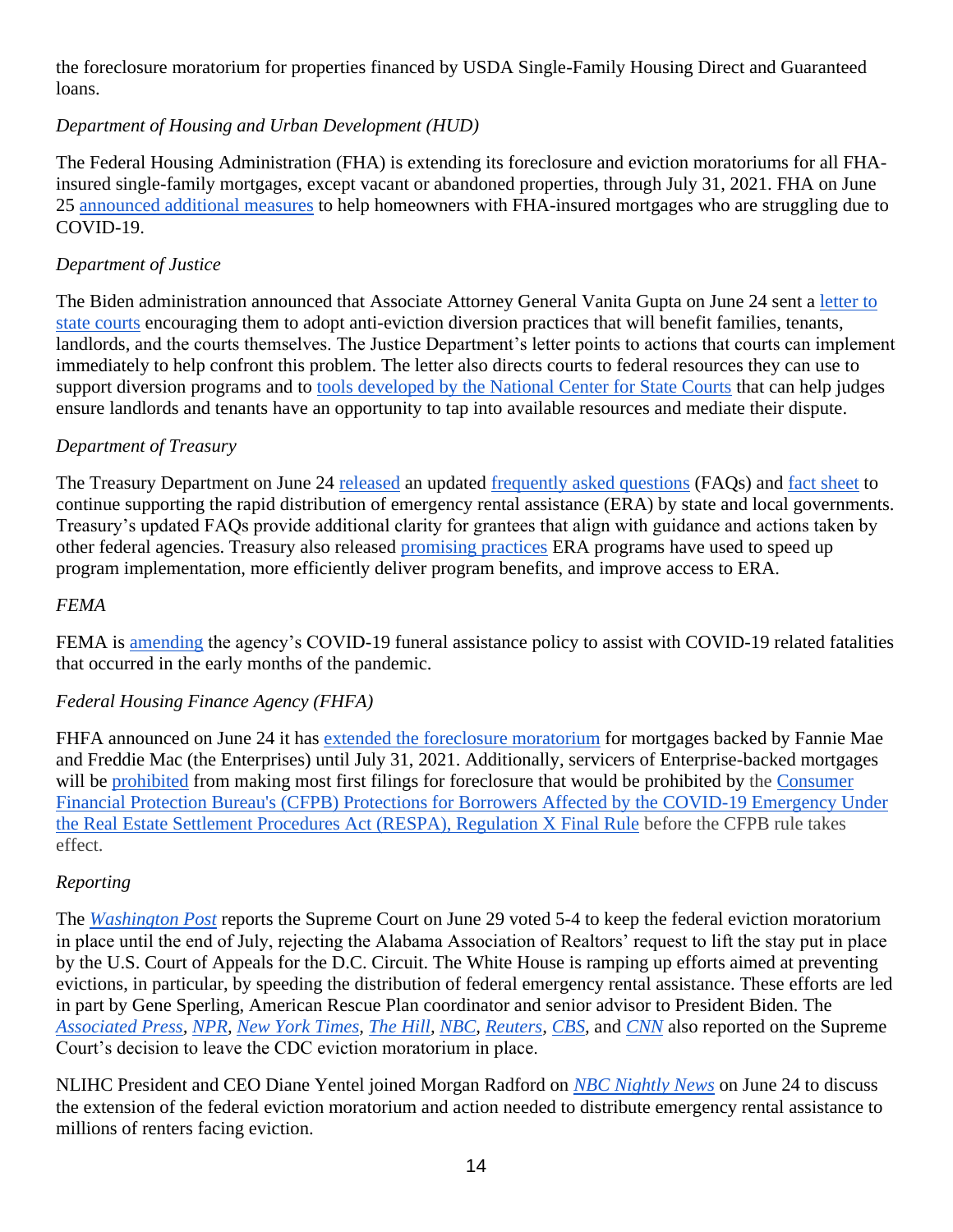the foreclosure moratorium for properties financed by USDA Single-Family Housing Direct and Guaranteed loans.

*Department of Housing and Urban Development (HUD)*

The Federal Housing Administration (FHA) is extending its foreclosure and eviction moratoriums for all FHA-insured single-family mortgages, except vacant or abandoned properties, through July 31, 2021. FHA on June 25 announced additional measures to help homeowners with FHA-insured mortgages who are struggling due to COVID-19.

*Department of Justice*

The Biden administration announced that Associate Attorney General Vanita Gupta on June 24 sent a letter to state courts encouraging them to adopt anti-eviction diversion practices that will benefit families, tenants, landlords, and the courts themselves. The Justice Department's letter points to actions that courts can implement immediately to help confront this problem. The letter also directs courts to federal resources they can use to support diversion programs and to tools developed by the National Center for State Courts that can help judges ensure landlords and tenants have an opportunity to tap into available resources and mediate their dispute.

*Department of Treasury*

The Treasury Department on June 24 released an updated frequently asked questions (FAQs) and fact sheet to continue supporting the rapid distribution of emergency rental assistance (ERA) by state and local governments. Treasury's updated FAQs provide additional clarity for grantees that align with guidance and actions taken by other federal agencies. Treasury also released promising practices ERA programs have used to speed up program implementation, more efficiently deliver program benefits, and improve access to ERA.

*FEMA*

FEMA is amending the agency's COVID-19 funeral assistance policy to assist with COVID-19 related fatalities that occurred in the early months of the pandemic.

*Federal Housing Finance Agency (FHFA)*

FHFA announced on June 24 it has extended the foreclosure moratorium for mortgages backed by Fannie Mae and Freddie Mac (the Enterprises) until July 31, 2021. Additionally, servicers of Enterprise-backed mortgages will be prohibited from making most first filings for foreclosure that would be prohibited by the Consumer Financial Protection Bureau's (CFPB) Protections for Borrowers Affected by the COVID-19 Emergency Under the Real Estate Settlement Procedures Act (RESPA), Regulation X Final Rule before the CFPB rule takes effect.

*Reporting*

The *Washington Post* reports the Supreme Court on June 29 voted 5-4 to keep the federal eviction moratorium in place until the end of July, rejecting the Alabama Association of Realtors' request to lift the stay put in place by the U.S. Court of Appeals for the D.C. Circuit. The White House is ramping up efforts aimed at preventing evictions, in particular, by speeding the distribution of federal emergency rental assistance. These efforts are led in part by Gene Sperling, American Rescue Plan coordinator and senior advisor to President Biden. The *Associated Press*, *NPR*, *New York Times*, *The Hill*, *NBC*, *Reuters*, *CBS*, and *CNN* also reported on the Supreme Court's decision to leave the CDC eviction moratorium in place.

NLIHC President and CEO Diane Yentel joined Morgan Radford on *NBC Nightly News* on June 24 to discuss the extension of the federal eviction moratorium and action needed to distribute emergency rental assistance to millions of renters facing eviction.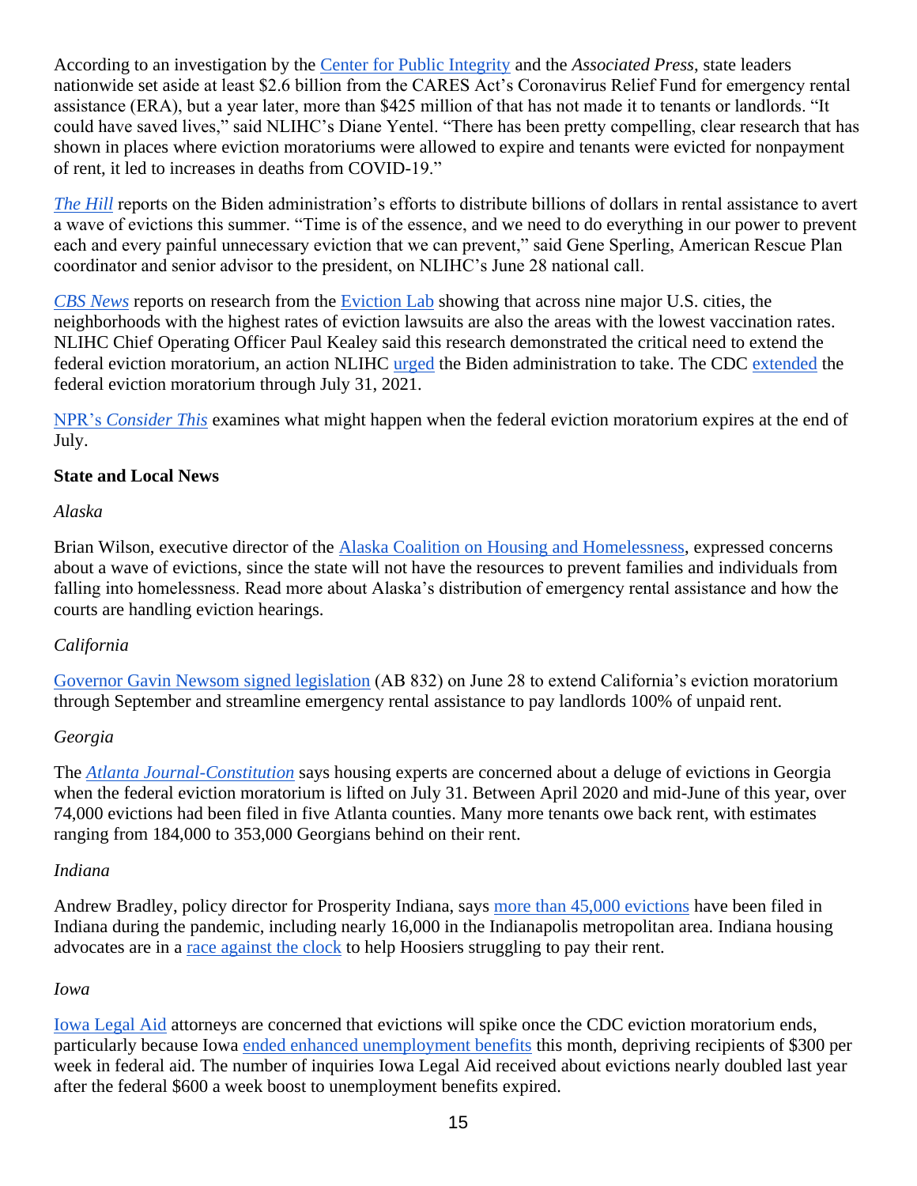According to an investigation by the Center for Public Integrity and the *Associated Press*, state leaders nationwide set aside at least $2.6 billion from the CARES Act's Coronavirus Relief Fund for emergency rental assistance (ERA), but a year later, more than $425 million of that has not made it to tenants or landlords. "It could have saved lives," said NLIHC's Diane Yentel. "There has been pretty compelling, clear research that has shown in places where eviction moratoriums were allowed to expire and tenants were evicted for nonpayment of rent, it led to increases in deaths from COVID-19."

*The Hill* reports on the Biden administration's efforts to distribute billions of dollars in rental assistance to avert a wave of evictions this summer. "Time is of the essence, and we need to do everything in our power to prevent each and every painful unnecessary eviction that we can prevent," said Gene Sperling, American Rescue Plan coordinator and senior advisor to the president, on NLIHC's June 28 national call.

*CBS News* reports on research from the Eviction Lab showing that across nine major U.S. cities, the neighborhoods with the highest rates of eviction lawsuits are also the areas with the lowest vaccination rates. NLIHC Chief Operating Officer Paul Kealey said this research demonstrated the critical need to extend the federal eviction moratorium, an action NLIHC urged the Biden administration to take. The CDC extended the federal eviction moratorium through July 31, 2021.

NPR's *Consider This* examines what might happen when the federal eviction moratorium expires at the end of July.

**State and Local News**

*Alaska*

Brian Wilson, executive director of the Alaska Coalition on Housing and Homelessness, expressed concerns about a wave of evictions, since the state will not have the resources to prevent families and individuals from falling into homelessness. Read more about Alaska's distribution of emergency rental assistance and how the courts are handling eviction hearings.

*California*

Governor Gavin Newsom signed legislation (AB 832) on June 28 to extend California's eviction moratorium through September and streamline emergency rental assistance to pay landlords 100% of unpaid rent.

*Georgia*

The *Atlanta Journal-Constitution* says housing experts are concerned about a deluge of evictions in Georgia when the federal eviction moratorium is lifted on July 31. Between April 2020 and mid-June of this year, over 74,000 evictions had been filed in five Atlanta counties. Many more tenants owe back rent, with estimates ranging from 184,000 to 353,000 Georgians behind on their rent.

*Indiana*

Andrew Bradley, policy director for Prosperity Indiana, says more than 45,000 evictions have been filed in Indiana during the pandemic, including nearly 16,000 in the Indianapolis metropolitan area. Indiana housing advocates are in a race against the clock to help Hoosiers struggling to pay their rent.

*Iowa*

Iowa Legal Aid attorneys are concerned that evictions will spike once the CDC eviction moratorium ends, particularly because Iowa ended enhanced unemployment benefits this month, depriving recipients of $300 per week in federal aid. The number of inquiries Iowa Legal Aid received about evictions nearly doubled last year after the federal $600 a week boost to unemployment benefits expired.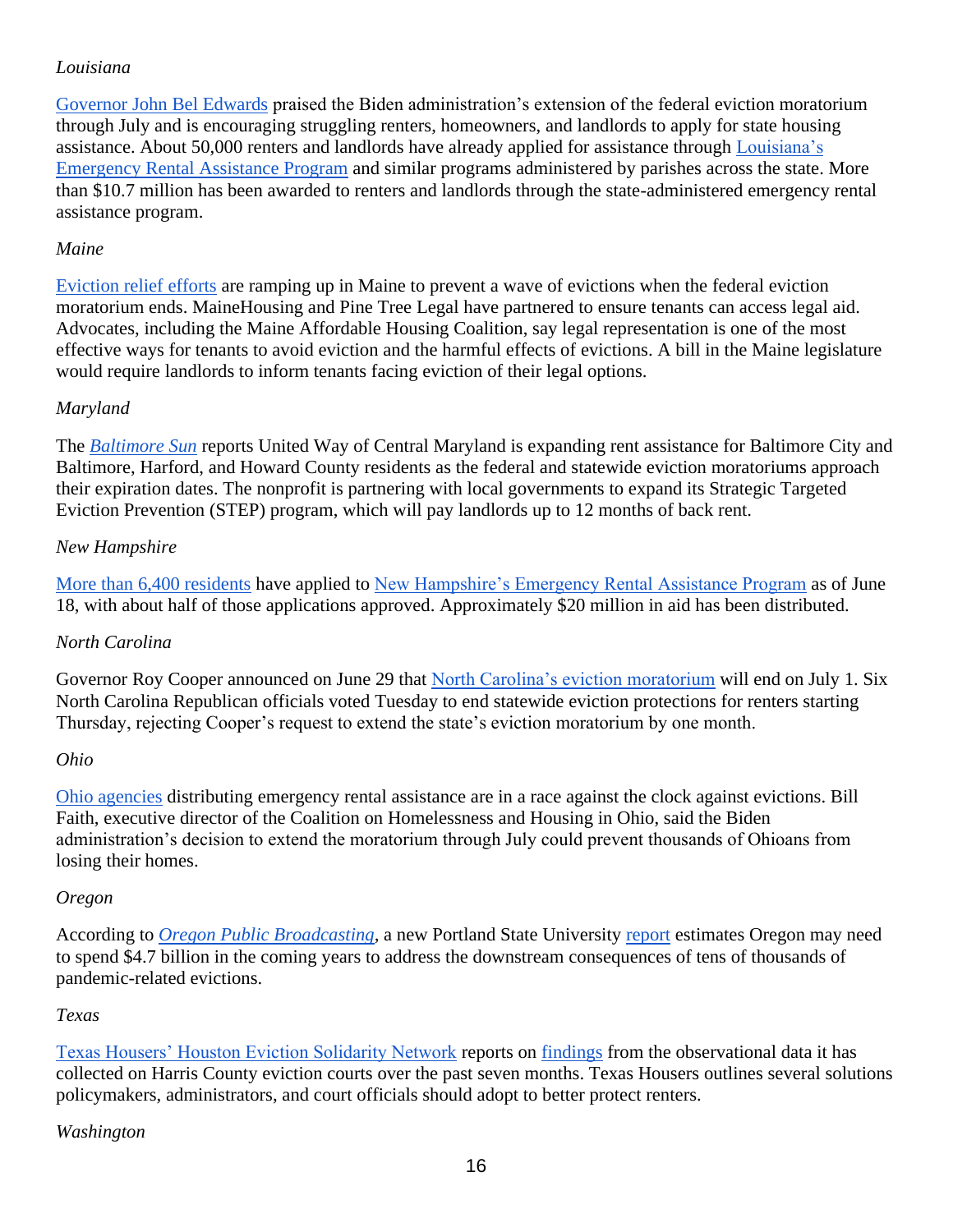*Louisiana*

Governor John Bel Edwards praised the Biden administration's extension of the federal eviction moratorium through July and is encouraging struggling renters, homeowners, and landlords to apply for state housing assistance. About 50,000 renters and landlords have already applied for assistance through Louisiana's Emergency Rental Assistance Program and similar programs administered by parishes across the state. More than $10.7 million has been awarded to renters and landlords through the state-administered emergency rental assistance program.

*Maine*

Eviction relief efforts are ramping up in Maine to prevent a wave of evictions when the federal eviction moratorium ends. MaineHousing and Pine Tree Legal have partnered to ensure tenants can access legal aid. Advocates, including the Maine Affordable Housing Coalition, say legal representation is one of the most effective ways for tenants to avoid eviction and the harmful effects of evictions. A bill in the Maine legislature would require landlords to inform tenants facing eviction of their legal options.

*Maryland*

The *Baltimore Sun* reports United Way of Central Maryland is expanding rent assistance for Baltimore City and Baltimore, Harford, and Howard County residents as the federal and statewide eviction moratoriums approach their expiration dates. The nonprofit is partnering with local governments to expand its Strategic Targeted Eviction Prevention (STEP) program, which will pay landlords up to 12 months of back rent.

*New Hampshire*

More than 6,400 residents have applied to New Hampshire's Emergency Rental Assistance Program as of June 18, with about half of those applications approved. Approximately $20 million in aid has been distributed.

*North Carolina*

Governor Roy Cooper announced on June 29 that North Carolina's eviction moratorium will end on July 1. Six North Carolina Republican officials voted Tuesday to end statewide eviction protections for renters starting Thursday, rejecting Cooper's request to extend the state's eviction moratorium by one month.

*Ohio*

Ohio agencies distributing emergency rental assistance are in a race against the clock against evictions. Bill Faith, executive director of the Coalition on Homelessness and Housing in Ohio, said the Biden administration's decision to extend the moratorium through July could prevent thousands of Ohioans from losing their homes.

*Oregon*

According to *Oregon Public Broadcasting*, a new Portland State University report estimates Oregon may need to spend $4.7 billion in the coming years to address the downstream consequences of tens of thousands of pandemic-related evictions.

*Texas*

Texas Housers' Houston Eviction Solidarity Network reports on findings from the observational data it has collected on Harris County eviction courts over the past seven months. Texas Housers outlines several solutions policymakers, administrators, and court officials should adopt to better protect renters.

*Washington*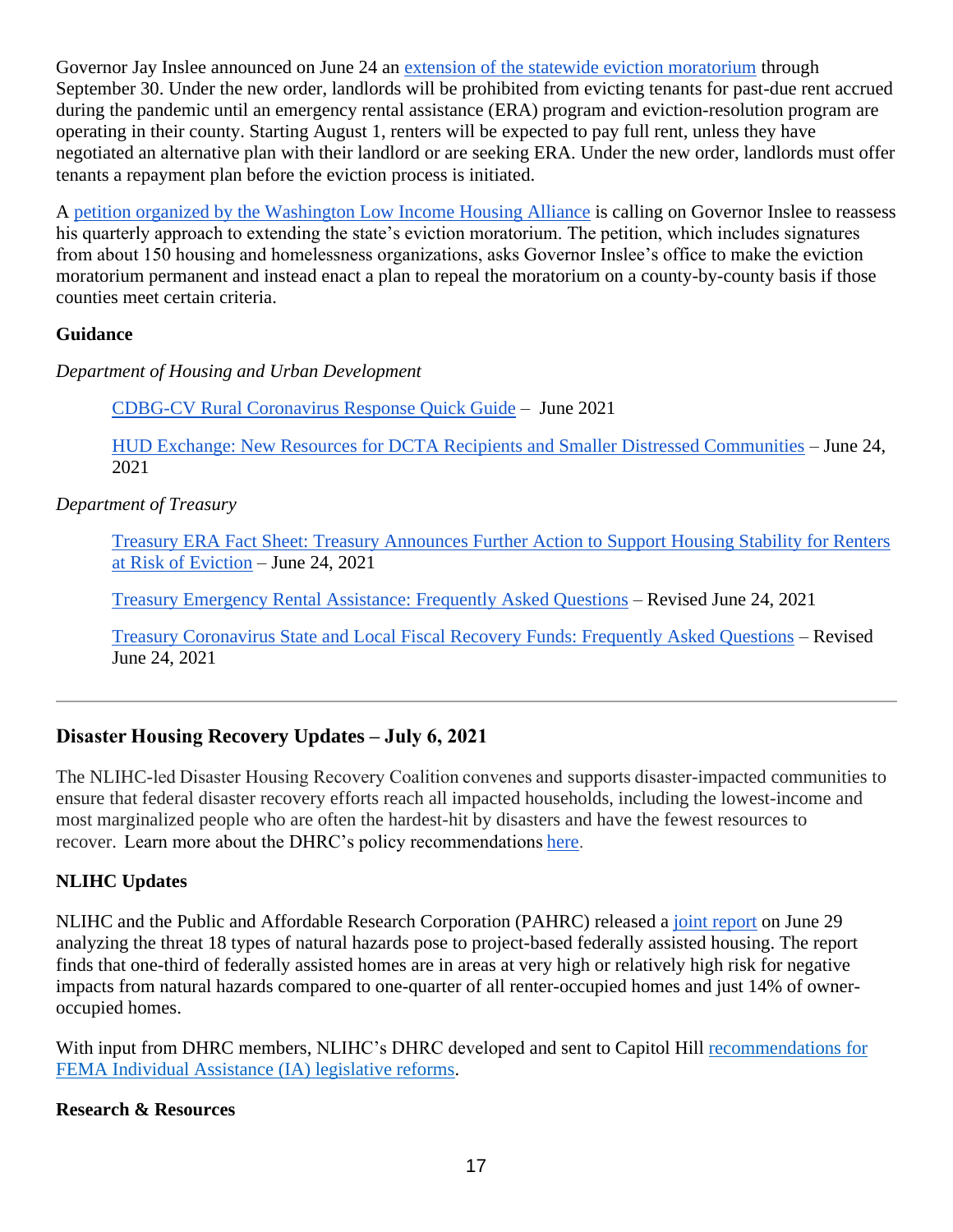Governor Jay Inslee announced on June 24 an extension of the statewide eviction moratorium through September 30. Under the new order, landlords will be prohibited from evicting tenants for past-due rent accrued during the pandemic until an emergency rental assistance (ERA) program and eviction-resolution program are operating in their county. Starting August 1, renters will be expected to pay full rent, unless they have negotiated an alternative plan with their landlord or are seeking ERA. Under the new order, landlords must offer tenants a repayment plan before the eviction process is initiated.

A petition organized by the Washington Low Income Housing Alliance is calling on Governor Inslee to reassess his quarterly approach to extending the state's eviction moratorium. The petition, which includes signatures from about 150 housing and homelessness organizations, asks Governor Inslee's office to make the eviction moratorium permanent and instead enact a plan to repeal the moratorium on a county-by-county basis if those counties meet certain criteria.

**Guidance**

*Department of Housing and Urban Development*

CDBG-CV Rural Coronavirus Response Quick Guide – June 2021

HUD Exchange: New Resources for DCTA Recipients and Smaller Distressed Communities – June 24, 2021

*Department of Treasury*

Treasury ERA Fact Sheet: Treasury Announces Further Action to Support Housing Stability for Renters at Risk of Eviction – June 24, 2021

Treasury Emergency Rental Assistance: Frequently Asked Questions – Revised June 24, 2021

Treasury Coronavirus State and Local Fiscal Recovery Funds: Frequently Asked Questions – Revised June 24, 2021

---

## Disaster Housing Recovery Updates – July 6, 2021

The NLIHC-led Disaster Housing Recovery Coalition convenes and supports disaster-impacted communities to ensure that federal disaster recovery efforts reach all impacted households, including the lowest-income and most marginalized people who are often the hardest-hit by disasters and have the fewest resources to recover. Learn more about the DHRC's policy recommendations here.

**NLIHC Updates**

NLIHC and the Public and Affordable Research Corporation (PAHRC) released a joint report on June 29 analyzing the threat 18 types of natural hazards pose to project-based federally assisted housing. The report finds that one-third of federally assisted homes are in areas at very high or relatively high risk for negative impacts from natural hazards compared to one-quarter of all renter-occupied homes and just 14% of owner-occupied homes.

With input from DHRC members, NLIHC's DHRC developed and sent to Capitol Hill recommendations for FEMA Individual Assistance (IA) legislative reforms.

**Research & Resources**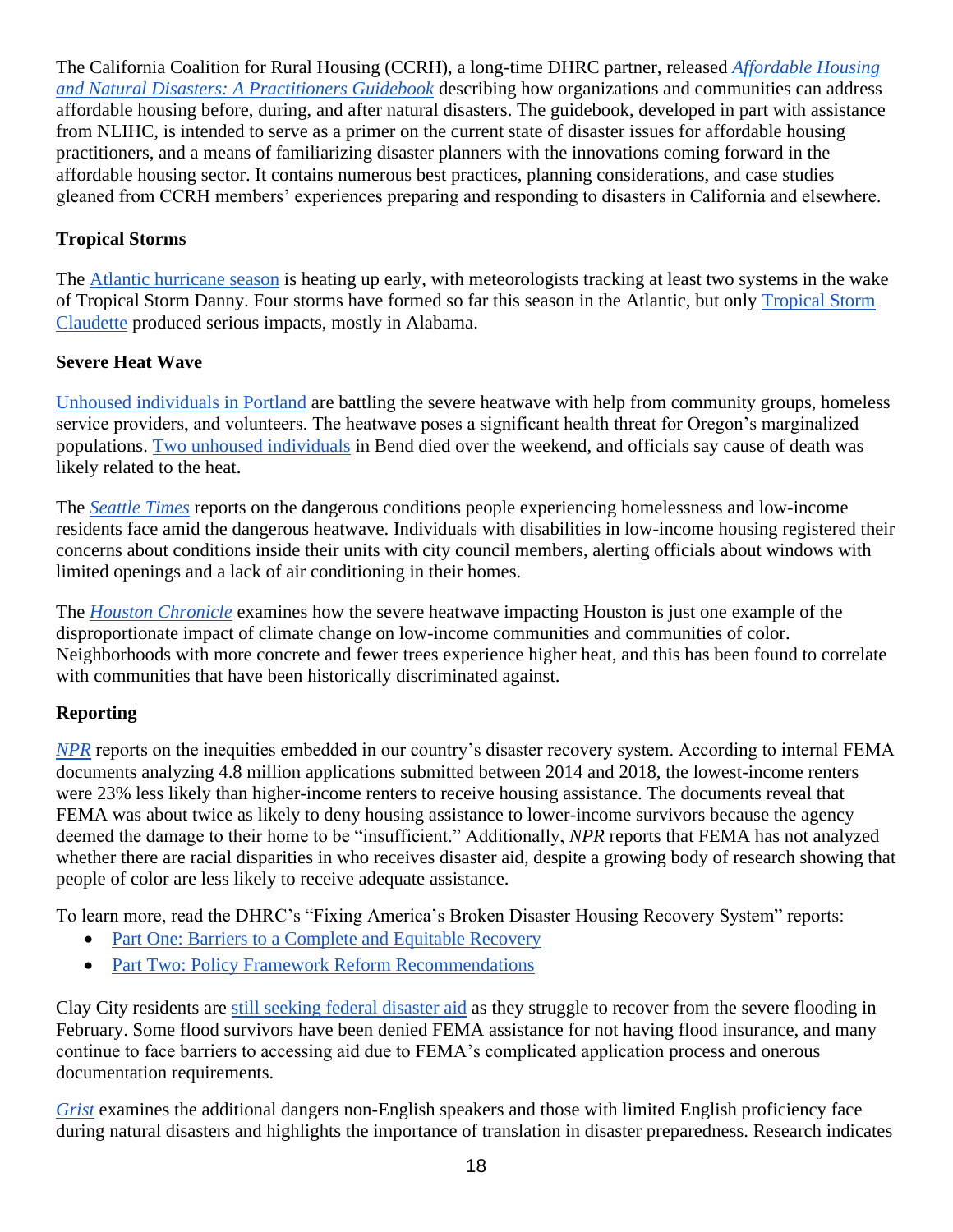The California Coalition for Rural Housing (CCRH), a long-time DHRC partner, released *Affordable Housing and Natural Disasters: A Practitioners Guidebook* describing how organizations and communities can address affordable housing before, during, and after natural disasters. The guidebook, developed in part with assistance from NLIHC, is intended to serve as a primer on the current state of disaster issues for affordable housing practitioners, and a means of familiarizing disaster planners with the innovations coming forward in the affordable housing sector. It contains numerous best practices, planning considerations, and case studies gleaned from CCRH members' experiences preparing and responding to disasters in California and elsewhere.

**Tropical Storms**

The Atlantic hurricane season is heating up early, with meteorologists tracking at least two systems in the wake of Tropical Storm Danny. Four storms have formed so far this season in the Atlantic, but only Tropical Storm Claudette produced serious impacts, mostly in Alabama.

**Severe Heat Wave**

Unhoused individuals in Portland are battling the severe heatwave with help from community groups, homeless service providers, and volunteers. The heatwave poses a significant health threat for Oregon's marginalized populations. Two unhoused individuals in Bend died over the weekend, and officials say cause of death was likely related to the heat.

The *Seattle Times* reports on the dangerous conditions people experiencing homelessness and low-income residents face amid the dangerous heatwave. Individuals with disabilities in low-income housing registered their concerns about conditions inside their units with city council members, alerting officials about windows with limited openings and a lack of air conditioning in their homes.

The *Houston Chronicle* examines how the severe heatwave impacting Houston is just one example of the disproportionate impact of climate change on low-income communities and communities of color. Neighborhoods with more concrete and fewer trees experience higher heat, and this has been found to correlate with communities that have been historically discriminated against.

**Reporting**

*NPR* reports on the inequities embedded in our country's disaster recovery system. According to internal FEMA documents analyzing 4.8 million applications submitted between 2014 and 2018, the lowest-income renters were 23% less likely than higher-income renters to receive housing assistance. The documents reveal that FEMA was about twice as likely to deny housing assistance to lower-income survivors because the agency deemed the damage to their home to be "insufficient." Additionally, *NPR* reports that FEMA has not analyzed whether there are racial disparities in who receives disaster aid, despite a growing body of research showing that people of color are less likely to receive adequate assistance.

To learn more, read the DHRC's "Fixing America's Broken Disaster Housing Recovery System" reports:

- Part One: Barriers to a Complete and Equitable Recovery
- Part Two: Policy Framework Reform Recommendations

Clay City residents are still seeking federal disaster aid as they struggle to recover from the severe flooding in February. Some flood survivors have been denied FEMA assistance for not having flood insurance, and many continue to face barriers to accessing aid due to FEMA's complicated application process and onerous documentation requirements.

*Grist* examines the additional dangers non-English speakers and those with limited English proficiency face during natural disasters and highlights the importance of translation in disaster preparedness. Research indicates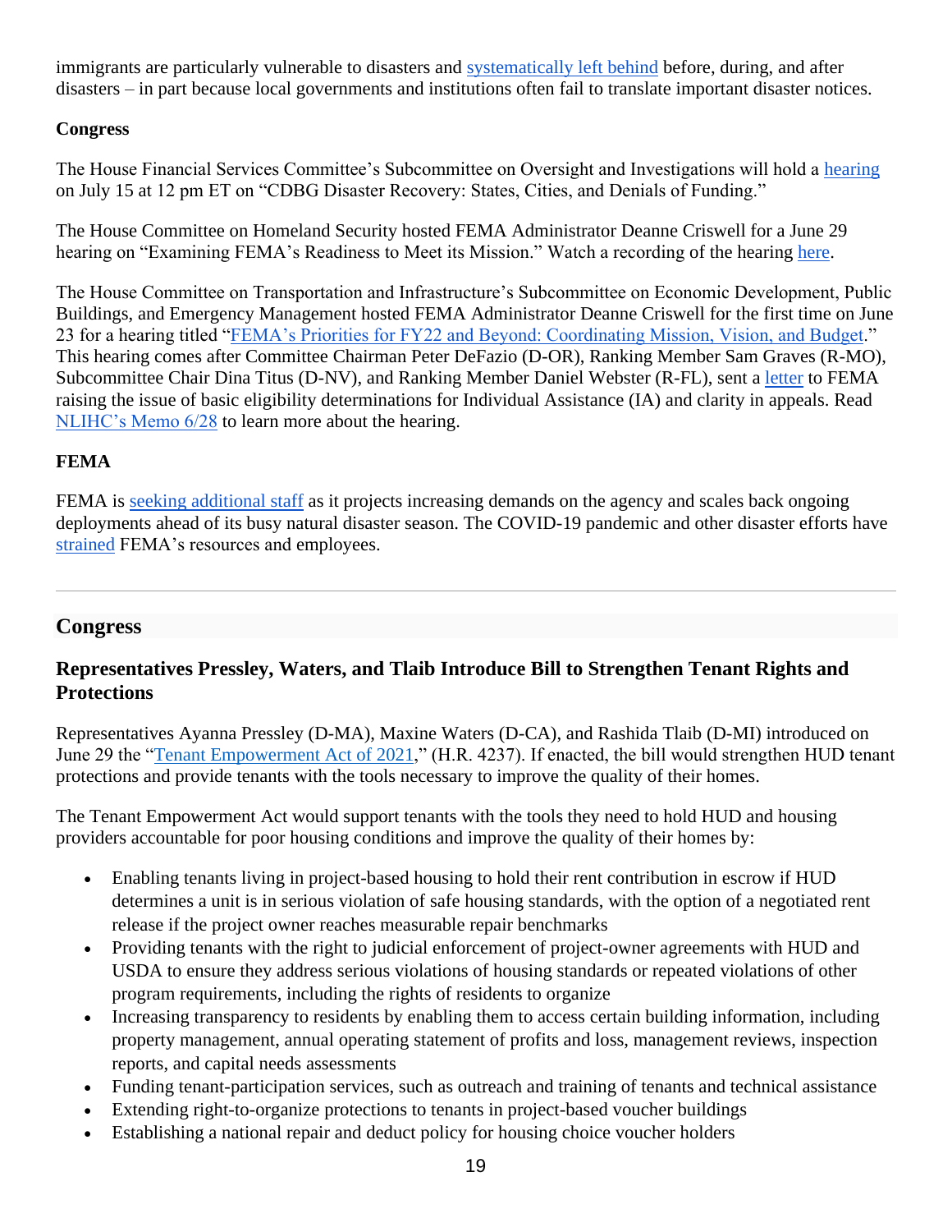immigrants are particularly vulnerable to disasters and systematically left behind before, during, and after disasters – in part because local governments and institutions often fail to translate important disaster notices.

**Congress**

The House Financial Services Committee's Subcommittee on Oversight and Investigations will hold a hearing on July 15 at 12 pm ET on "CDBG Disaster Recovery: States, Cities, and Denials of Funding."

The House Committee on Homeland Security hosted FEMA Administrator Deanne Criswell for a June 29 hearing on "Examining FEMA's Readiness to Meet its Mission." Watch a recording of the hearing here.

The House Committee on Transportation and Infrastructure's Subcommittee on Economic Development, Public Buildings, and Emergency Management hosted FEMA Administrator Deanne Criswell for the first time on June 23 for a hearing titled "FEMA's Priorities for FY22 and Beyond: Coordinating Mission, Vision, and Budget." This hearing comes after Committee Chairman Peter DeFazio (D-OR), Ranking Member Sam Graves (R-MO), Subcommittee Chair Dina Titus (D-NV), and Ranking Member Daniel Webster (R-FL), sent a letter to FEMA raising the issue of basic eligibility determinations for Individual Assistance (IA) and clarity in appeals. Read NLIHC's Memo 6/28 to learn more about the hearing.

**FEMA**

FEMA is seeking additional staff as it projects increasing demands on the agency and scales back ongoing deployments ahead of its busy natural disaster season. The COVID-19 pandemic and other disaster efforts have strained FEMA's resources and employees.

---

## Congress

### Representatives Pressley, Waters, and Tlaib Introduce Bill to Strengthen Tenant Rights and Protections

Representatives Ayanna Pressley (D-MA), Maxine Waters (D-CA), and Rashida Tlaib (D-MI) introduced on June 29 the "Tenant Empowerment Act of 2021," (H.R. 4237). If enacted, the bill would strengthen HUD tenant protections and provide tenants with the tools necessary to improve the quality of their homes.

The Tenant Empowerment Act would support tenants with the tools they need to hold HUD and housing providers accountable for poor housing conditions and improve the quality of their homes by:

- Enabling tenants living in project-based housing to hold their rent contribution in escrow if HUD determines a unit is in serious violation of safe housing standards, with the option of a negotiated rent release if the project owner reaches measurable repair benchmarks
- Providing tenants with the right to judicial enforcement of project-owner agreements with HUD and USDA to ensure they address serious violations of housing standards or repeated violations of other program requirements, including the rights of residents to organize
- Increasing transparency to residents by enabling them to access certain building information, including property management, annual operating statement of profits and loss, management reviews, inspection reports, and capital needs assessments
- Funding tenant-participation services, such as outreach and training of tenants and technical assistance
- Extending right-to-organize protections to tenants in project-based voucher buildings
- Establishing a national repair and deduct policy for housing choice voucher holders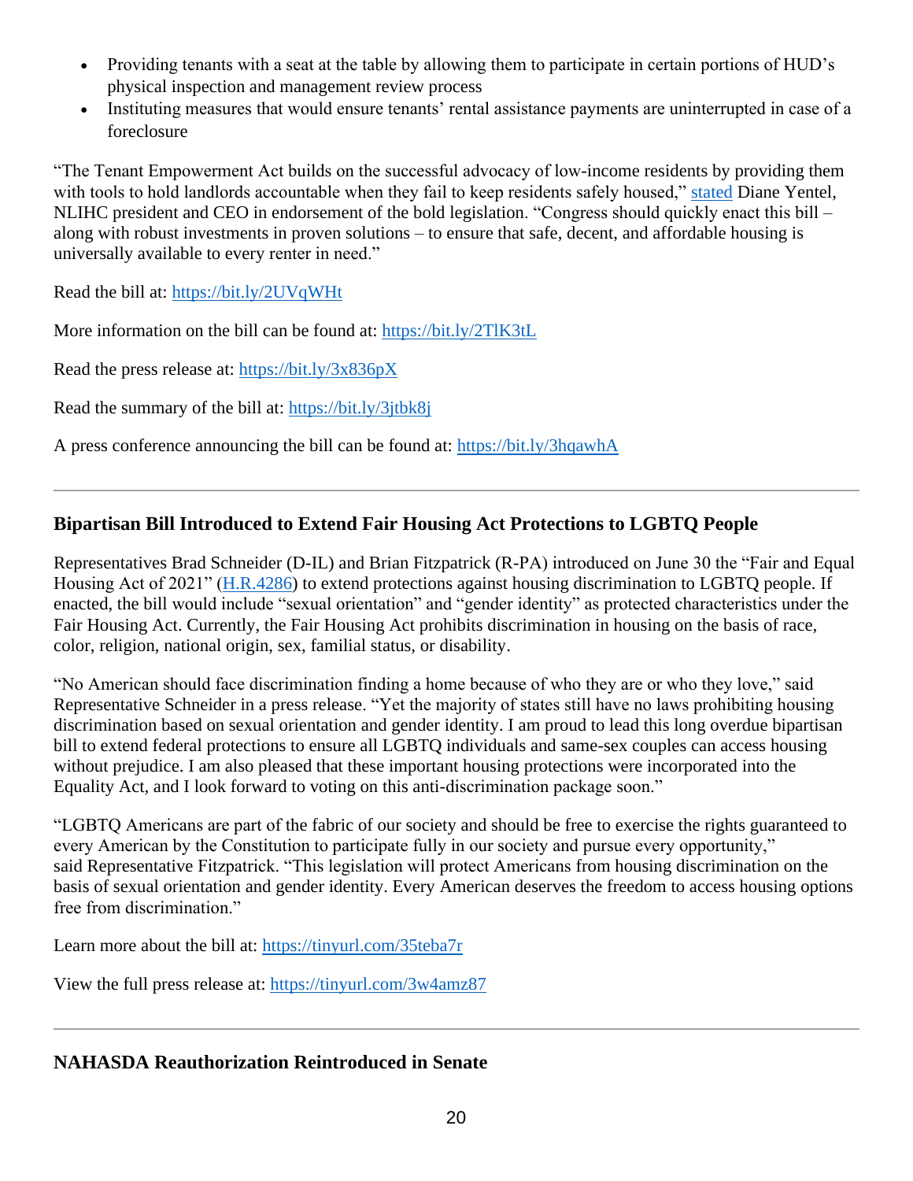- Providing tenants with a seat at the table by allowing them to participate in certain portions of HUD's physical inspection and management review process
- Instituting measures that would ensure tenants' rental assistance payments are uninterrupted in case of a foreclosure

"The Tenant Empowerment Act builds on the successful advocacy of low-income residents by providing them with tools to hold landlords accountable when they fail to keep residents safely housed," stated Diane Yentel, NLIHC president and CEO in endorsement of the bold legislation. "Congress should quickly enact this bill – along with robust investments in proven solutions – to ensure that safe, decent, and affordable housing is universally available to every renter in need."

Read the bill at: https://bit.ly/2UVqWHt

More information on the bill can be found at: https://bit.ly/2TlK3tL

Read the press release at: https://bit.ly/3x836pX

Read the summary of the bill at: https://bit.ly/3jtbk8j

A press conference announcing the bill can be found at: https://bit.ly/3hqawhA

---

## Bipartisan Bill Introduced to Extend Fair Housing Act Protections to LGBTQ People

Representatives Brad Schneider (D-IL) and Brian Fitzpatrick (R-PA) introduced on June 30 the "Fair and Equal Housing Act of 2021" (H.R.4286) to extend protections against housing discrimination to LGBTQ people. If enacted, the bill would include "sexual orientation" and "gender identity" as protected characteristics under the Fair Housing Act. Currently, the Fair Housing Act prohibits discrimination in housing on the basis of race, color, religion, national origin, sex, familial status, or disability.

"No American should face discrimination finding a home because of who they are or who they love," said Representative Schneider in a press release. "Yet the majority of states still have no laws prohibiting housing discrimination based on sexual orientation and gender identity. I am proud to lead this long overdue bipartisan bill to extend federal protections to ensure all LGBTQ individuals and same-sex couples can access housing without prejudice. I am also pleased that these important housing protections were incorporated into the Equality Act, and I look forward to voting on this anti-discrimination package soon."

"LGBTQ Americans are part of the fabric of our society and should be free to exercise the rights guaranteed to every American by the Constitution to participate fully in our society and pursue every opportunity," said Representative Fitzpatrick. "This legislation will protect Americans from housing discrimination on the basis of sexual orientation and gender identity. Every American deserves the freedom to access housing options free from discrimination."

Learn more about the bill at: https://tinyurl.com/35teba7r

View the full press release at: https://tinyurl.com/3w4amz87

---

## NAHASDA Reauthorization Reintroduced in Senate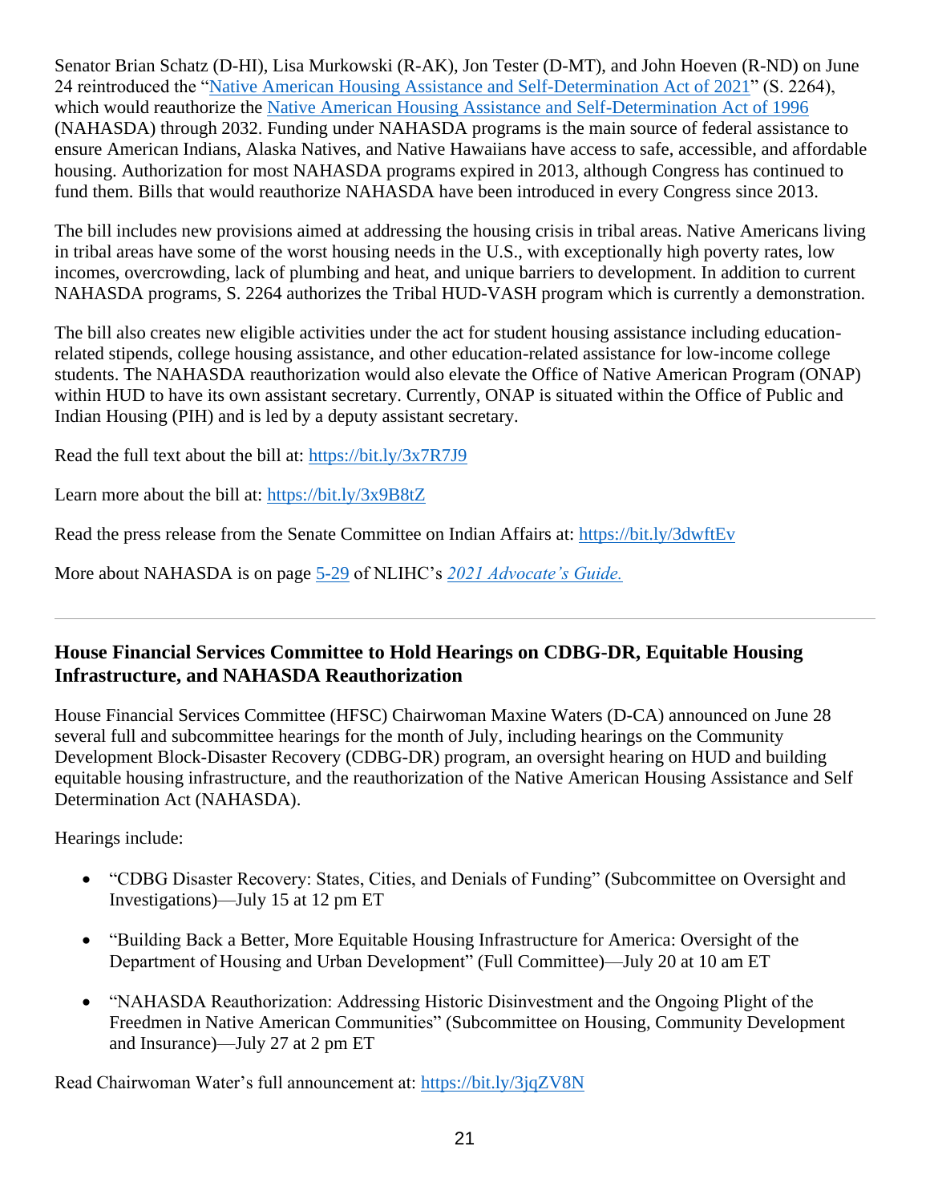Senator Brian Schatz (D-HI), Lisa Murkowski (R-AK), Jon Tester (D-MT), and John Hoeven (R-ND) on June 24 reintroduced the "[Native American Housing Assistance and Self-Determination Act of 2021](https://bit.ly/3x7R7J9)" (S. 2264), which would reauthorize the [Native American Housing Assistance and Self-Determination Act of 1996](https://bit.ly/3x9B8tZ) (NAHASDA) through 2032. Funding under NAHASDA programs is the main source of federal assistance to ensure American Indians, Alaska Natives, and Native Hawaiians have access to safe, accessible, and affordable housing. Authorization for most NAHASDA programs expired in 2013, although Congress has continued to fund them. Bills that would reauthorize NAHASDA have been introduced in every Congress since 2013.

The bill includes new provisions aimed at addressing the housing crisis in tribal areas. Native Americans living in tribal areas have some of the worst housing needs in the U.S., with exceptionally high poverty rates, low incomes, overcrowding, lack of plumbing and heat, and unique barriers to development. In addition to current NAHASDA programs, S. 2264 authorizes the Tribal HUD-VASH program which is currently a demonstration.

The bill also creates new eligible activities under the act for student housing assistance including education-related stipends, college housing assistance, and other education-related assistance for low-income college students. The NAHASDA reauthorization would also elevate the Office of Native American Program (ONAP) within HUD to have its own assistant secretary. Currently, ONAP is situated within the Office of Public and Indian Housing (PIH) and is led by a deputy assistant secretary.

Read the full text about the bill at: https://bit.ly/3x7R7J9

Learn more about the bill at: https://bit.ly/3x9B8tZ

Read the press release from the Senate Committee on Indian Affairs at: https://bit.ly/3dwftEv

More about NAHASDA is on page 5-29 of NLIHC's *2021 Advocate's Guide.*

---

## House Financial Services Committee to Hold Hearings on CDBG-DR, Equitable Housing Infrastructure, and NAHASDA Reauthorization

House Financial Services Committee (HFSC) Chairwoman Maxine Waters (D-CA) announced on June 28 several full and subcommittee hearings for the month of July, including hearings on the Community Development Block-Disaster Recovery (CDBG-DR) program, an oversight hearing on HUD and building equitable housing infrastructure, and the reauthorization of the Native American Housing Assistance and Self Determination Act (NAHASDA).

Hearings include:

- "CDBG Disaster Recovery: States, Cities, and Denials of Funding" (Subcommittee on Oversight and Investigations)—July 15 at 12 pm ET
- "Building Back a Better, More Equitable Housing Infrastructure for America: Oversight of the Department of Housing and Urban Development" (Full Committee)—July 20 at 10 am ET
- "NAHASDA Reauthorization: Addressing Historic Disinvestment and the Ongoing Plight of the Freedmen in Native American Communities" (Subcommittee on Housing, Community Development and Insurance)—July 27 at 2 pm ET

Read Chairwoman Water's full announcement at: https://bit.ly/3jqZV8N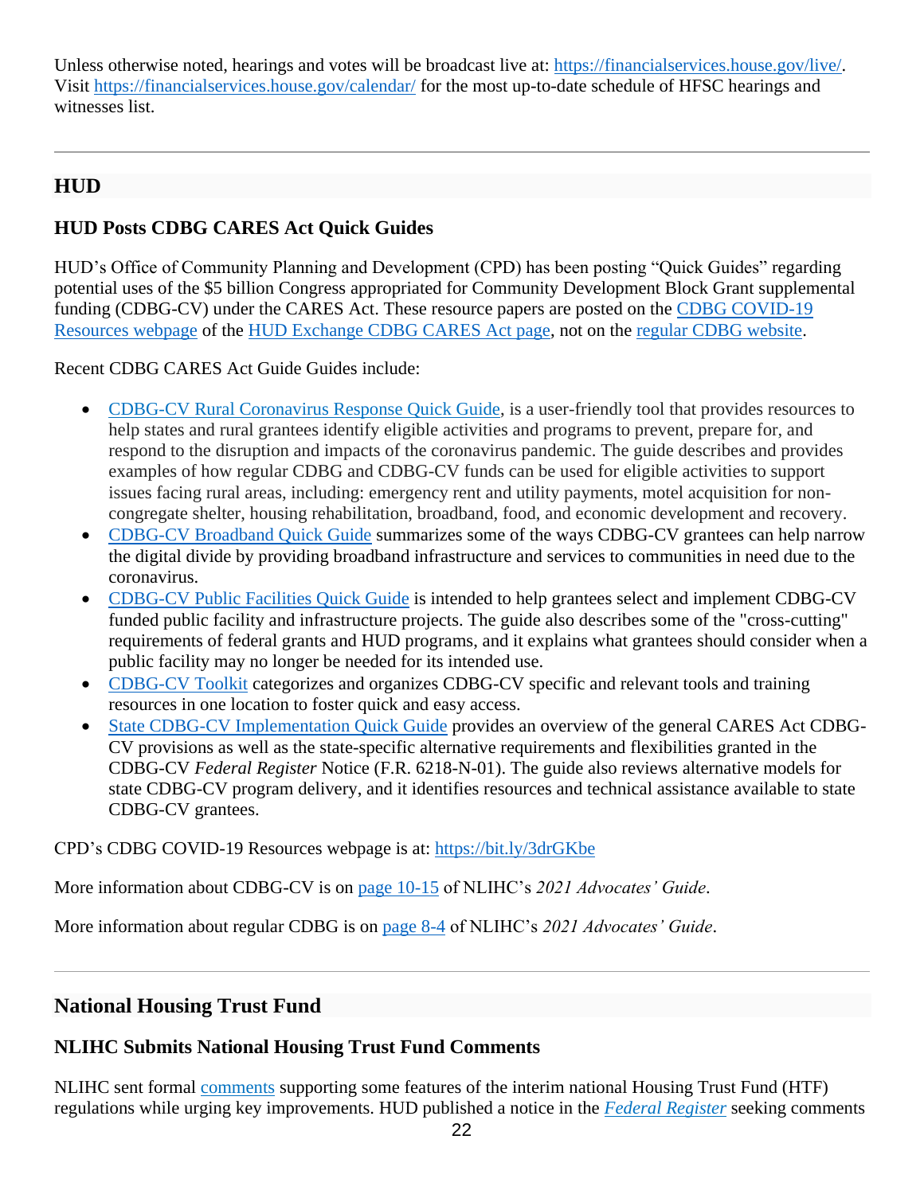Unless otherwise noted, hearings and votes will be broadcast live at: https://financialservices.house.gov/live/. Visit https://financialservices.house.gov/calendar/ for the most up-to-date schedule of HFSC hearings and witnesses list.

---

## HUD

### HUD Posts CDBG CARES Act Quick Guides

HUD's Office of Community Planning and Development (CPD) has been posting "Quick Guides" regarding potential uses of the $5 billion Congress appropriated for Community Development Block Grant supplemental funding (CDBG-CV) under the CARES Act. These resource papers are posted on the CDBG COVID-19 Resources webpage of the HUD Exchange CDBG CARES Act page, not on the regular CDBG website.

Recent CDBG CARES Act Guide Guides include:

- CDBG-CV Rural Coronavirus Response Quick Guide, is a user-friendly tool that provides resources to help states and rural grantees identify eligible activities and programs to prevent, prepare for, and respond to the disruption and impacts of the coronavirus pandemic. The guide describes and provides examples of how regular CDBG and CDBG-CV funds can be used for eligible activities to support issues facing rural areas, including: emergency rent and utility payments, motel acquisition for non-congregate shelter, housing rehabilitation, broadband, food, and economic development and recovery.
- CDBG-CV Broadband Quick Guide summarizes some of the ways CDBG-CV grantees can help narrow the digital divide by providing broadband infrastructure and services to communities in need due to the coronavirus.
- CDBG-CV Public Facilities Quick Guide is intended to help grantees select and implement CDBG-CV funded public facility and infrastructure projects. The guide also describes some of the "cross-cutting" requirements of federal grants and HUD programs, and it explains what grantees should consider when a public facility may no longer be needed for its intended use.
- CDBG-CV Toolkit categorizes and organizes CDBG-CV specific and relevant tools and training resources in one location to foster quick and easy access.
- State CDBG-CV Implementation Quick Guide provides an overview of the general CARES Act CDBG-CV provisions as well as the state-specific alternative requirements and flexibilities granted in the CDBG-CV *Federal Register* Notice (F.R. 6218-N-01). The guide also reviews alternative models for state CDBG-CV program delivery, and it identifies resources and technical assistance available to state CDBG-CV grantees.

CPD's CDBG COVID-19 Resources webpage is at: https://bit.ly/3drGKbe

More information about CDBG-CV is on page 10-15 of NLIHC's *2021 Advocates' Guide*.

More information about regular CDBG is on page 8-4 of NLIHC's *2021 Advocates' Guide*.

---

## National Housing Trust Fund

### NLIHC Submits National Housing Trust Fund Comments

NLIHC sent formal comments supporting some features of the interim national Housing Trust Fund (HTF) regulations while urging key improvements. HUD published a notice in the *Federal Register* seeking comments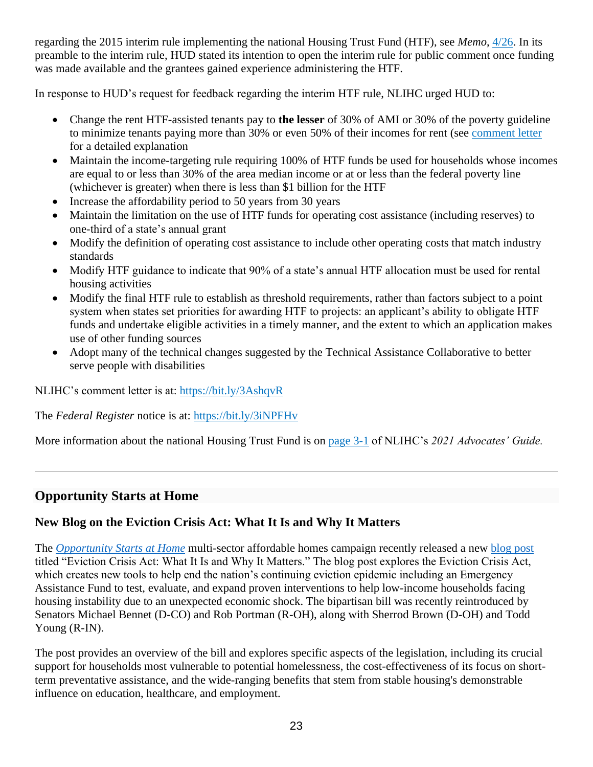regarding the 2015 interim rule implementing the national Housing Trust Fund (HTF), see *Memo*, 4/26. In its preamble to the interim rule, HUD stated its intention to open the interim rule for public comment once funding was made available and the grantees gained experience administering the HTF.

In response to HUD's request for feedback regarding the interim HTF rule, NLIHC urged HUD to:

- Change the rent HTF-assisted tenants pay to **the lesser** of 30% of AMI or 30% of the poverty guideline to minimize tenants paying more than 30% or even 50% of their incomes for rent (see comment letter for a detailed explanation
- Maintain the income-targeting rule requiring 100% of HTF funds be used for households whose incomes are equal to or less than 30% of the area median income or at or less than the federal poverty line (whichever is greater) when there is less than $1 billion for the HTF
- Increase the affordability period to 50 years from 30 years
- Maintain the limitation on the use of HTF funds for operating cost assistance (including reserves) to one-third of a state's annual grant
- Modify the definition of operating cost assistance to include other operating costs that match industry standards
- Modify HTF guidance to indicate that 90% of a state's annual HTF allocation must be used for rental housing activities
- Modify the final HTF rule to establish as threshold requirements, rather than factors subject to a point system when states set priorities for awarding HTF to projects: an applicant's ability to obligate HTF funds and undertake eligible activities in a timely manner, and the extent to which an application makes use of other funding sources
- Adopt many of the technical changes suggested by the Technical Assistance Collaborative to better serve people with disabilities

NLIHC's comment letter is at: https://bit.ly/3AshqvR

The *Federal Register* notice is at: https://bit.ly/3iNPFHv

More information about the national Housing Trust Fund is on page 3-1 of NLIHC's *2021 Advocates' Guide.*

---

## Opportunity Starts at Home

### New Blog on the Eviction Crisis Act: What It Is and Why It Matters

The *Opportunity Starts at Home* multi-sector affordable homes campaign recently released a new blog post titled "Eviction Crisis Act: What It Is and Why It Matters." The blog post explores the Eviction Crisis Act, which creates new tools to help end the nation's continuing eviction epidemic including an Emergency Assistance Fund to test, evaluate, and expand proven interventions to help low-income households facing housing instability due to an unexpected economic shock. The bipartisan bill was recently reintroduced by Senators Michael Bennet (D-CO) and Rob Portman (R-OH), along with Sherrod Brown (D-OH) and Todd Young (R-IN).

The post provides an overview of the bill and explores specific aspects of the legislation, including its crucial support for households most vulnerable to potential homelessness, the cost-effectiveness of its focus on short-term preventative assistance, and the wide-ranging benefits that stem from stable housing's demonstrable influence on education, healthcare, and employment.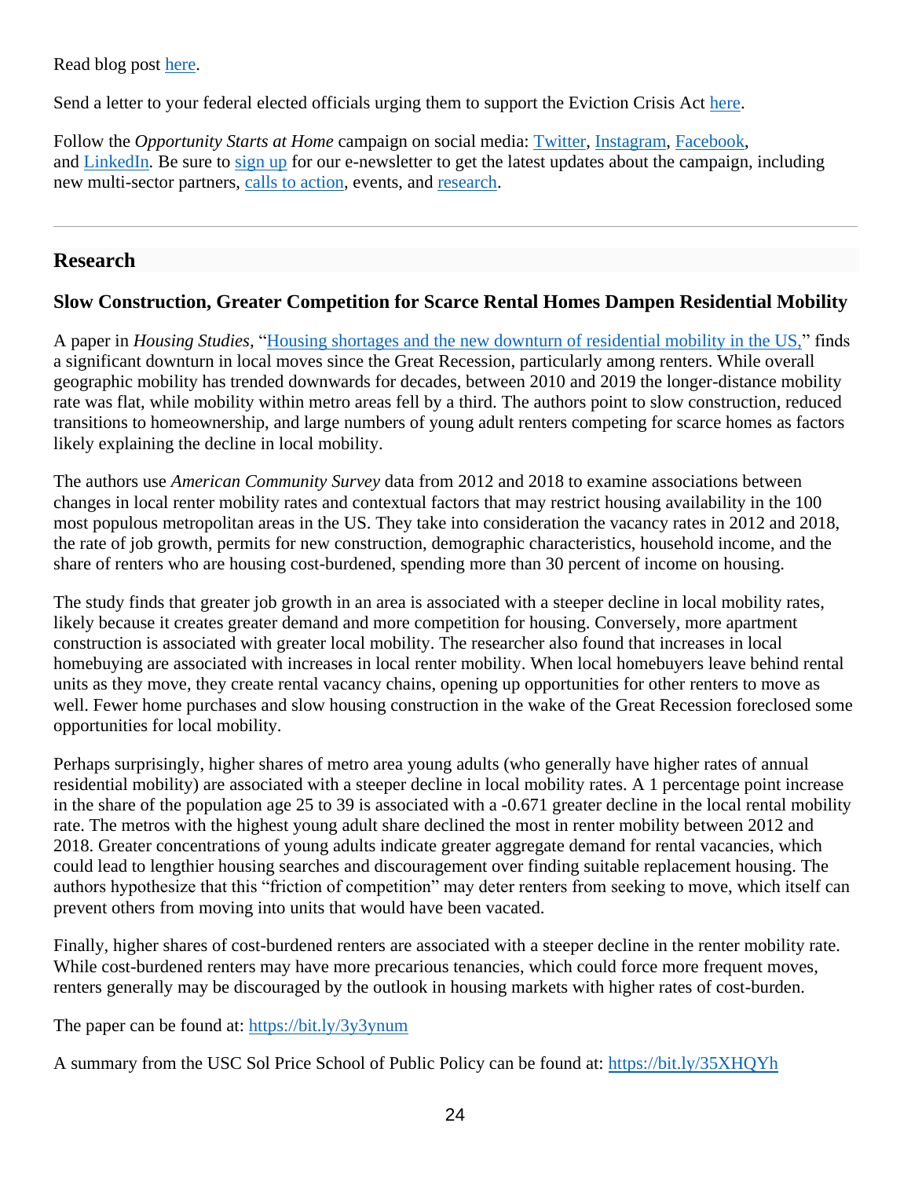Read blog post [here](#).

Send a letter to your federal elected officials urging them to support the Eviction Crisis Act [here](#).

Follow the *Opportunity Starts at Home* campaign on social media: [Twitter](#), [Instagram](#), [Facebook](#), and [LinkedIn](#). Be sure to [sign up](#) for our e-newsletter to get the latest updates about the campaign, including new multi-sector partners, [calls to action](#), events, and [research](#).

---

## Research

### Slow Construction, Greater Competition for Scarce Rental Homes Dampen Residential Mobility

A paper in *Housing Studies*, "[Housing shortages and the new downturn of residential mobility in the US,](#)" finds a significant downturn in local moves since the Great Recession, particularly among renters. While overall geographic mobility has trended downwards for decades, between 2010 and 2019 the longer-distance mobility rate was flat, while mobility within metro areas fell by a third. The authors point to slow construction, reduced transitions to homeownership, and large numbers of young adult renters competing for scarce homes as factors likely explaining the decline in local mobility.

The authors use *American Community Survey* data from 2012 and 2018 to examine associations between changes in local renter mobility rates and contextual factors that may restrict housing availability in the 100 most populous metropolitan areas in the US. They take into consideration the vacancy rates in 2012 and 2018, the rate of job growth, permits for new construction, demographic characteristics, household income, and the share of renters who are housing cost-burdened, spending more than 30 percent of income on housing.

The study finds that greater job growth in an area is associated with a steeper decline in local mobility rates, likely because it creates greater demand and more competition for housing. Conversely, more apartment construction is associated with greater local mobility. The researcher also found that increases in local homebuying are associated with increases in local renter mobility. When local homebuyers leave behind rental units as they move, they create rental vacancy chains, opening up opportunities for other renters to move as well. Fewer home purchases and slow housing construction in the wake of the Great Recession foreclosed some opportunities for local mobility.

Perhaps surprisingly, higher shares of metro area young adults (who generally have higher rates of annual residential mobility) are associated with a steeper decline in local mobility rates. A 1 percentage point increase in the share of the population age 25 to 39 is associated with a -0.671 greater decline in the local rental mobility rate. The metros with the highest young adult share declined the most in renter mobility between 2012 and 2018. Greater concentrations of young adults indicate greater aggregate demand for rental vacancies, which could lead to lengthier housing searches and discouragement over finding suitable replacement housing. The authors hypothesize that this "friction of competition" may deter renters from seeking to move, which itself can prevent others from moving into units that would have been vacated.

Finally, higher shares of cost-burdened renters are associated with a steeper decline in the renter mobility rate. While cost-burdened renters may have more precarious tenancies, which could force more frequent moves, renters generally may be discouraged by the outlook in housing markets with higher rates of cost-burden.

The paper can be found at: [https://bit.ly/3y3ynum](https://bit.ly/3y3ynum)

A summary from the USC Sol Price School of Public Policy can be found at: [https://bit.ly/35XHQYh](https://bit.ly/35XHQYh)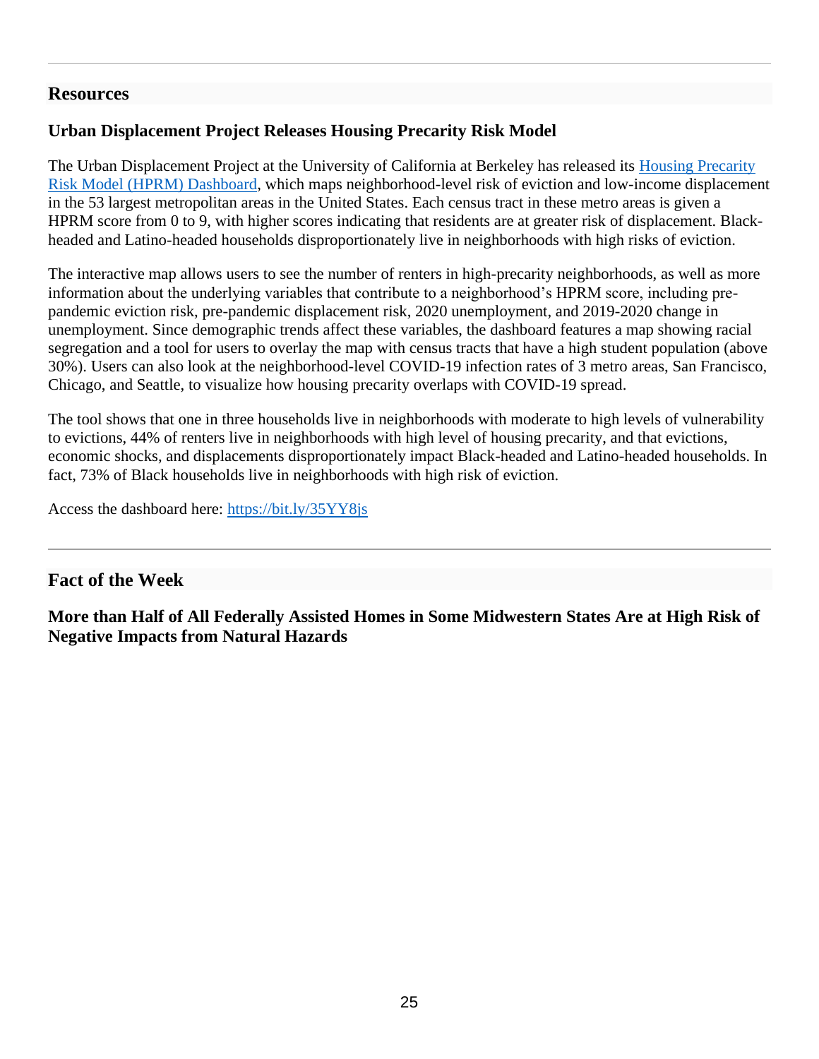---

## Resources

### Urban Displacement Project Releases Housing Precarity Risk Model

The Urban Displacement Project at the University of California at Berkeley has released its [Housing Precarity Risk Model (HPRM) Dashboard](https://bit.ly/35YY8js), which maps neighborhood-level risk of eviction and low-income displacement in the 53 largest metropolitan areas in the United States. Each census tract in these metro areas is given a HPRM score from 0 to 9, with higher scores indicating that residents are at greater risk of displacement. Black-headed and Latino-headed households disproportionately live in neighborhoods with high risks of eviction.

The interactive map allows users to see the number of renters in high-precarity neighborhoods, as well as more information about the underlying variables that contribute to a neighborhood's HPRM score, including pre-pandemic eviction risk, pre-pandemic displacement risk, 2020 unemployment, and 2019-2020 change in unemployment. Since demographic trends affect these variables, the dashboard features a map showing racial segregation and a tool for users to overlay the map with census tracts that have a high student population (above 30%). Users can also look at the neighborhood-level COVID-19 infection rates of 3 metro areas, San Francisco, Chicago, and Seattle, to visualize how housing precarity overlaps with COVID-19 spread.

The tool shows that one in three households live in neighborhoods with moderate to high levels of vulnerability to evictions, 44% of renters live in neighborhoods with high level of housing precarity, and that evictions, economic shocks, and displacements disproportionately impact Black-headed and Latino-headed households. In fact, 73% of Black households live in neighborhoods with high risk of eviction.

Access the dashboard here: [https://bit.ly/35YY8js](https://bit.ly/35YY8js)

---

## Fact of the Week

### More than Half of All Federally Assisted Homes in Some Midwestern States Are at High Risk of Negative Impacts from Natural Hazards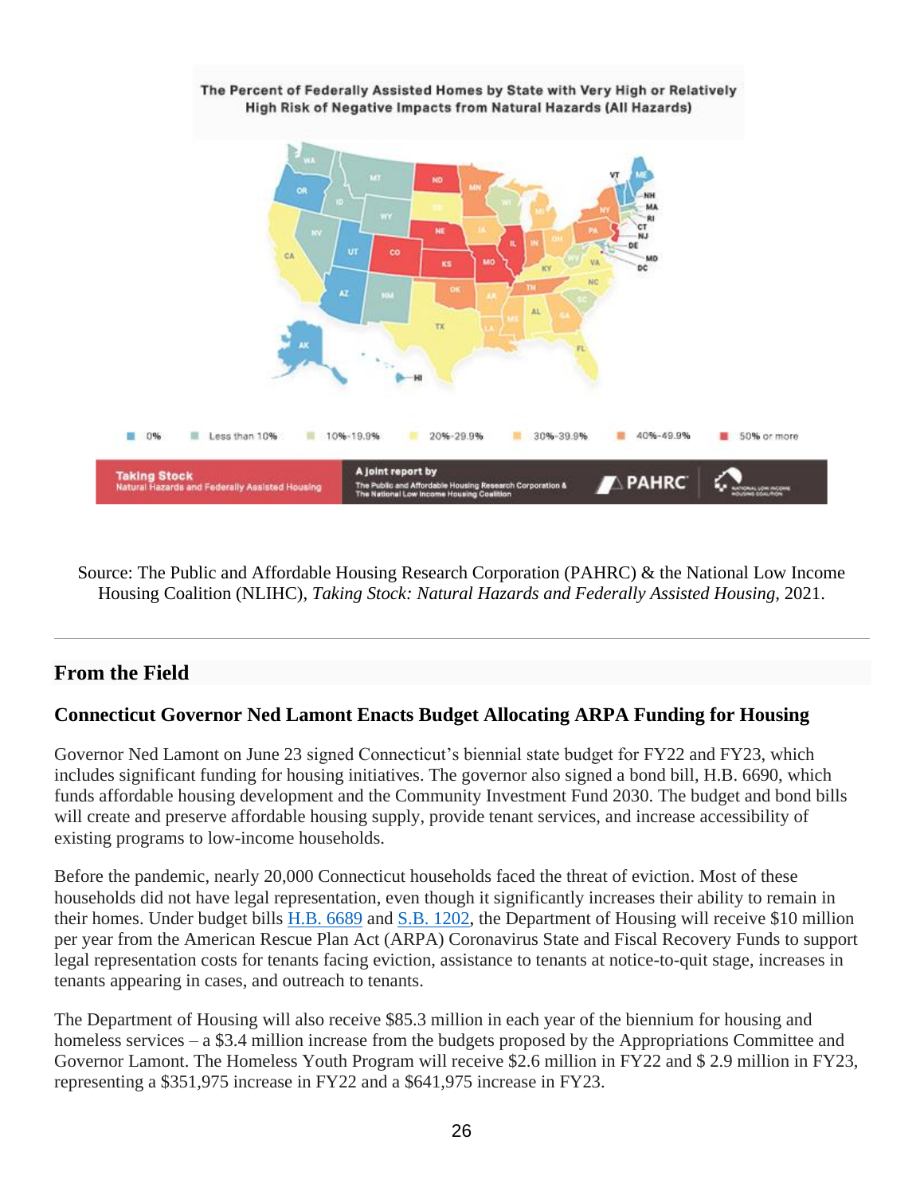Source: The Public and Affordable Housing Research Corporation (PAHRC) & the National Low Income Housing Coalition (NLIHC), *Taking Stock: Natural Hazards and Federally Assisted Housing,* 2021.

---

## From the Field

### Connecticut Governor Ned Lamont Enacts Budget Allocating ARPA Funding for Housing

Governor Ned Lamont on June 23 signed Connecticut's biennial state budget for FY22 and FY23, which includes significant funding for housing initiatives. The governor also signed a bond bill, H.B. 6690, which funds affordable housing development and the Community Investment Fund 2030. The budget and bond bills will create and preserve affordable housing supply, provide tenant services, and increase accessibility of existing programs to low-income households.

Before the pandemic, nearly 20,000 Connecticut households faced the threat of eviction. Most of these households did not have legal representation, even though it significantly increases their ability to remain in their homes. Under budget bills H.B. 6689 and S.B. 1202, the Department of Housing will receive $10 million per year from the American Rescue Plan Act (ARPA) Coronavirus State and Fiscal Recovery Funds to support legal representation costs for tenants facing eviction, assistance to tenants at notice-to-quit stage, increases in tenants appearing in cases, and outreach to tenants.

The Department of Housing will also receive $85.3 million in each year of the biennium for housing and homeless services – a $3.4 million increase from the budgets proposed by the Appropriations Committee and Governor Lamont. The Homeless Youth Program will receive $2.6 million in FY22 and $ 2.9 million in FY23, representing a $351,975 increase in FY22 and a $641,975 increase in FY23.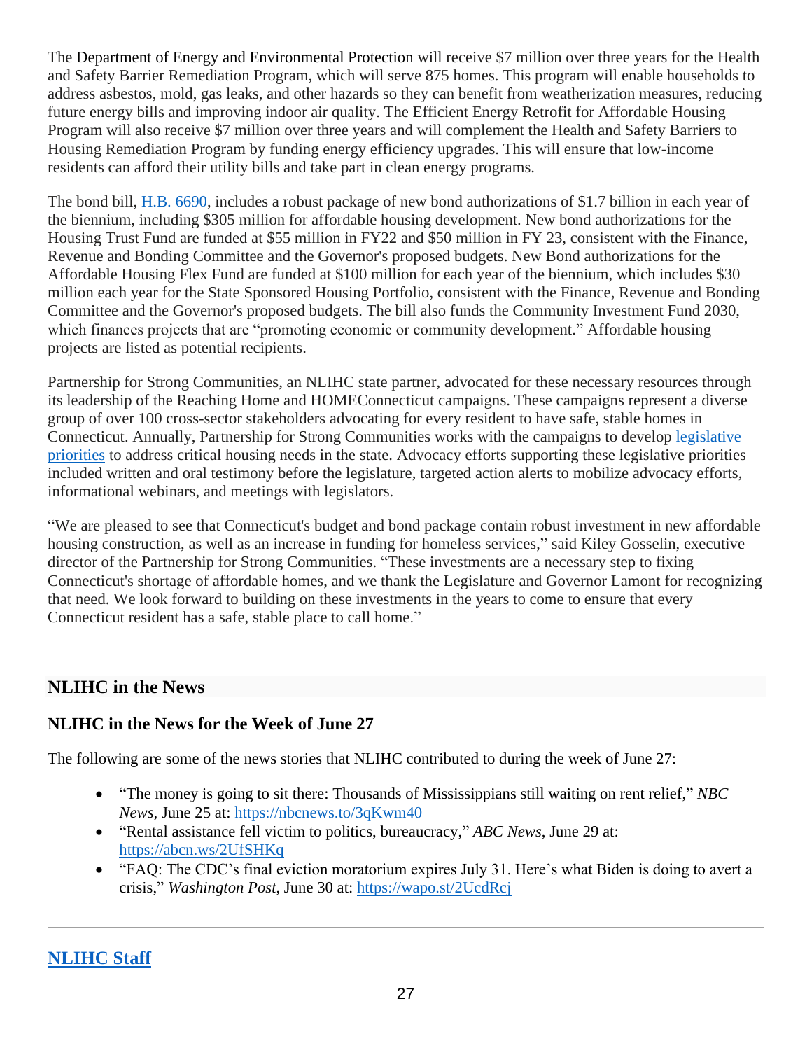The Department of Energy and Environmental Protection will receive $7 million over three years for the Health and Safety Barrier Remediation Program, which will serve 875 homes. This program will enable households to address asbestos, mold, gas leaks, and other hazards so they can benefit from weatherization measures, reducing future energy bills and improving indoor air quality. The Efficient Energy Retrofit for Affordable Housing Program will also receive $7 million over three years and will complement the Health and Safety Barriers to Housing Remediation Program by funding energy efficiency upgrades. This will ensure that low-income residents can afford their utility bills and take part in clean energy programs.

The bond bill, [H.B. 6690](), includes a robust package of new bond authorizations of $1.7 billion in each year of the biennium, including $305 million for affordable housing development. New bond authorizations for the Housing Trust Fund are funded at $55 million in FY22 and $50 million in FY 23, consistent with the Finance, Revenue and Bonding Committee and the Governor's proposed budgets. New Bond authorizations for the Affordable Housing Flex Fund are funded at $100 million for each year of the biennium, which includes $30 million each year for the State Sponsored Housing Portfolio, consistent with the Finance, Revenue and Bonding Committee and the Governor's proposed budgets. The bill also funds the Community Investment Fund 2030, which finances projects that are "promoting economic or community development." Affordable housing projects are listed as potential recipients.

Partnership for Strong Communities, an NLIHC state partner, advocated for these necessary resources through its leadership of the Reaching Home and HOMEConnecticut campaigns. These campaigns represent a diverse group of over 100 cross-sector stakeholders advocating for every resident to have safe, stable homes in Connecticut. Annually, Partnership for Strong Communities works with the campaigns to develop [legislative priorities]() to address critical housing needs in the state. Advocacy efforts supporting these legislative priorities included written and oral testimony before the legislature, targeted action alerts to mobilize advocacy efforts, informational webinars, and meetings with legislators.

"We are pleased to see that Connecticut's budget and bond package contain robust investment in new affordable housing construction, as well as an increase in funding for homeless services," said Kiley Gosselin, executive director of the Partnership for Strong Communities. "These investments are a necessary step to fixing Connecticut's shortage of affordable homes, and we thank the Legislature and Governor Lamont for recognizing that need. We look forward to building on these investments in the years to come to ensure that every Connecticut resident has a safe, stable place to call home."

---

## NLIHC in the News

### NLIHC in the News for the Week of June 27

The following are some of the news stories that NLIHC contributed to during the week of June 27:

- "The money is going to sit there: Thousands of Mississippians still waiting on rent relief," *NBC News*, June 25 at: https://nbcnews.to/3qKwm40
- "Rental assistance fell victim to politics, bureaucracy," *ABC News*, June 29 at: https://abcn.ws/2UfSHKq
- "FAQ: The CDC's final eviction moratorium expires July 31. Here's what Biden is doing to avert a crisis," *Washington Post*, June 30 at: https://wapo.st/2UcdRcj

---

## NLIHC Staff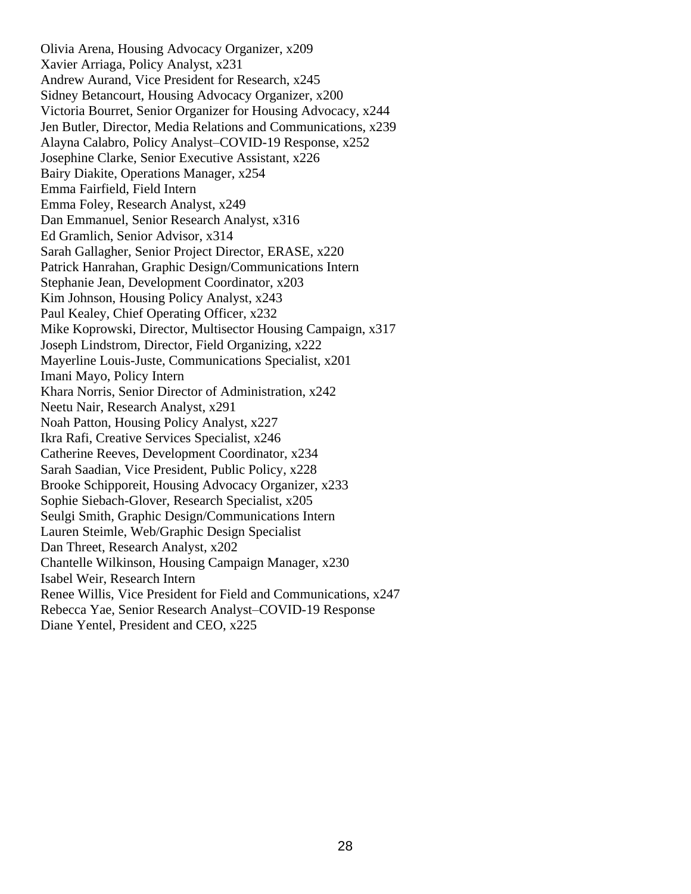Olivia Arena, Housing Advocacy Organizer, x209
Xavier Arriaga, Policy Analyst, x231
Andrew Aurand, Vice President for Research, x245
Sidney Betancourt, Housing Advocacy Organizer, x200
Victoria Bourret, Senior Organizer for Housing Advocacy, x244
Jen Butler, Director, Media Relations and Communications, x239
Alayna Calabro, Policy Analyst–COVID-19 Response, x252
Josephine Clarke, Senior Executive Assistant, x226
Bairy Diakite, Operations Manager, x254
Emma Fairfield, Field Intern
Emma Foley, Research Analyst, x249
Dan Emmanuel, Senior Research Analyst, x316
Ed Gramlich, Senior Advisor, x314
Sarah Gallagher, Senior Project Director, ERASE, x220
Patrick Hanrahan, Graphic Design/Communications Intern
Stephanie Jean, Development Coordinator, x203
Kim Johnson, Housing Policy Analyst, x243
Paul Kealey, Chief Operating Officer, x232
Mike Koprowski, Director, Multisector Housing Campaign, x317
Joseph Lindstrom, Director, Field Organizing, x222
Mayerline Louis-Juste, Communications Specialist, x201
Imani Mayo, Policy Intern
Khara Norris, Senior Director of Administration, x242
Neetu Nair, Research Analyst, x291
Noah Patton, Housing Policy Analyst, x227
Ikra Rafi, Creative Services Specialist, x246
Catherine Reeves, Development Coordinator, x234
Sarah Saadian, Vice President, Public Policy, x228
Brooke Schipporeit, Housing Advocacy Organizer, x233
Sophie Siebach-Glover, Research Specialist, x205
Seulgi Smith, Graphic Design/Communications Intern
Lauren Steimle, Web/Graphic Design Specialist
Dan Threet, Research Analyst, x202
Chantelle Wilkinson, Housing Campaign Manager, x230
Isabel Weir, Research Intern
Renee Willis, Vice President for Field and Communications, x247
Rebecca Yae, Senior Research Analyst–COVID-19 Response
Diane Yentel, President and CEO, x225